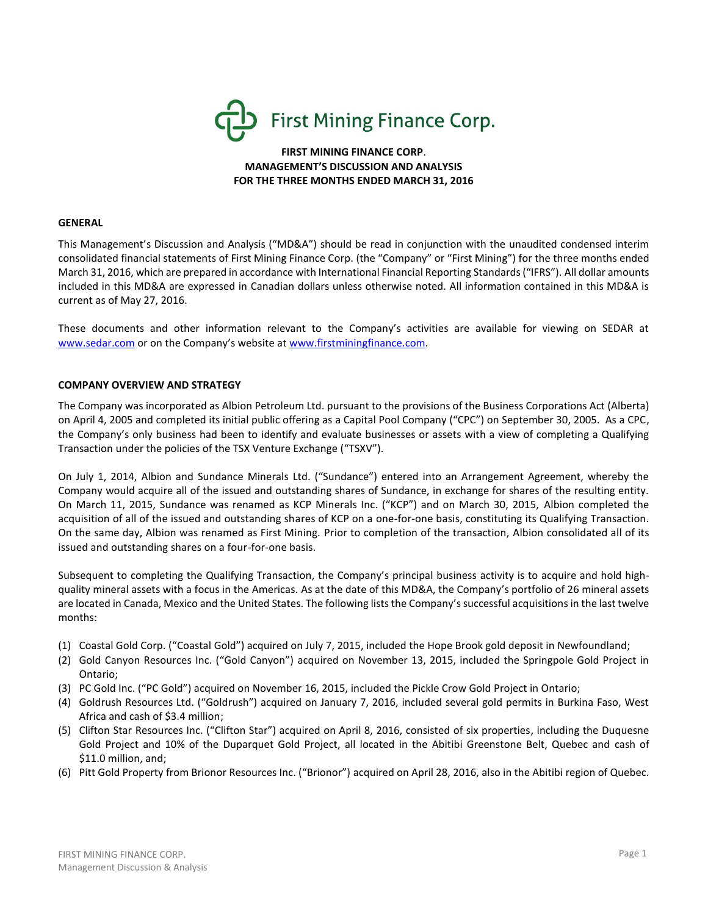First Mining Finance Corp.

**FIRST MINING FINANCE CORP.**
**MANAGEMENT'S DISCUSSION AND ANALYSIS**
**FOR THE THREE MONTHS ENDED MARCH 31, 2016**

## GENERAL

This Management's Discussion and Analysis ("MD&A") should be read in conjunction with the unaudited condensed interim consolidated financial statements of First Mining Finance Corp. (the "Company" or "First Mining") for the three months ended March 31, 2016, which are prepared in accordance with International Financial Reporting Standards ("IFRS"). All dollar amounts included in this MD&A are expressed in Canadian dollars unless otherwise noted. All information contained in this MD&A is current as of May 27, 2016.

These documents and other information relevant to the Company's activities are available for viewing on SEDAR at www.sedar.com or on the Company's website at www.firstminingfinance.com.

## COMPANY OVERVIEW AND STRATEGY

The Company was incorporated as Albion Petroleum Ltd. pursuant to the provisions of the Business Corporations Act (Alberta) on April 4, 2005 and completed its initial public offering as a Capital Pool Company ("CPC") on September 30, 2005. As a CPC, the Company's only business had been to identify and evaluate businesses or assets with a view of completing a Qualifying Transaction under the policies of the TSX Venture Exchange ("TSXV").

On July 1, 2014, Albion and Sundance Minerals Ltd. ("Sundance") entered into an Arrangement Agreement, whereby the Company would acquire all of the issued and outstanding shares of Sundance, in exchange for shares of the resulting entity. On March 11, 2015, Sundance was renamed as KCP Minerals Inc. ("KCP") and on March 30, 2015, Albion completed the acquisition of all of the issued and outstanding shares of KCP on a one-for-one basis, constituting its Qualifying Transaction. On the same day, Albion was renamed as First Mining. Prior to completion of the transaction, Albion consolidated all of its issued and outstanding shares on a four-for-one basis.

Subsequent to completing the Qualifying Transaction, the Company's principal business activity is to acquire and hold high-quality mineral assets with a focus in the Americas. As at the date of this MD&A, the Company's portfolio of 26 mineral assets are located in Canada, Mexico and the United States. The following lists the Company's successful acquisitions in the last twelve months:

1. Coastal Gold Corp. ("Coastal Gold") acquired on July 7, 2015, included the Hope Brook gold deposit in Newfoundland;
2. Gold Canyon Resources Inc. ("Gold Canyon") acquired on November 13, 2015, included the Springpole Gold Project in Ontario;
3. PC Gold Inc. ("PC Gold") acquired on November 16, 2015, included the Pickle Crow Gold Project in Ontario;
4. Goldrush Resources Ltd. ("Goldrush") acquired on January 7, 2016, included several gold permits in Burkina Faso, West Africa and cash of $3.4 million;
5. Clifton Star Resources Inc. ("Clifton Star") acquired on April 8, 2016, consisted of six properties, including the Duquesne Gold Project and 10% of the Duparquet Gold Project, all located in the Abitibi Greenstone Belt, Quebec and cash of $11.0 million, and;
6. Pitt Gold Property from Brionor Resources Inc. ("Brionor") acquired on April 28, 2016, also in the Abitibi region of Quebec.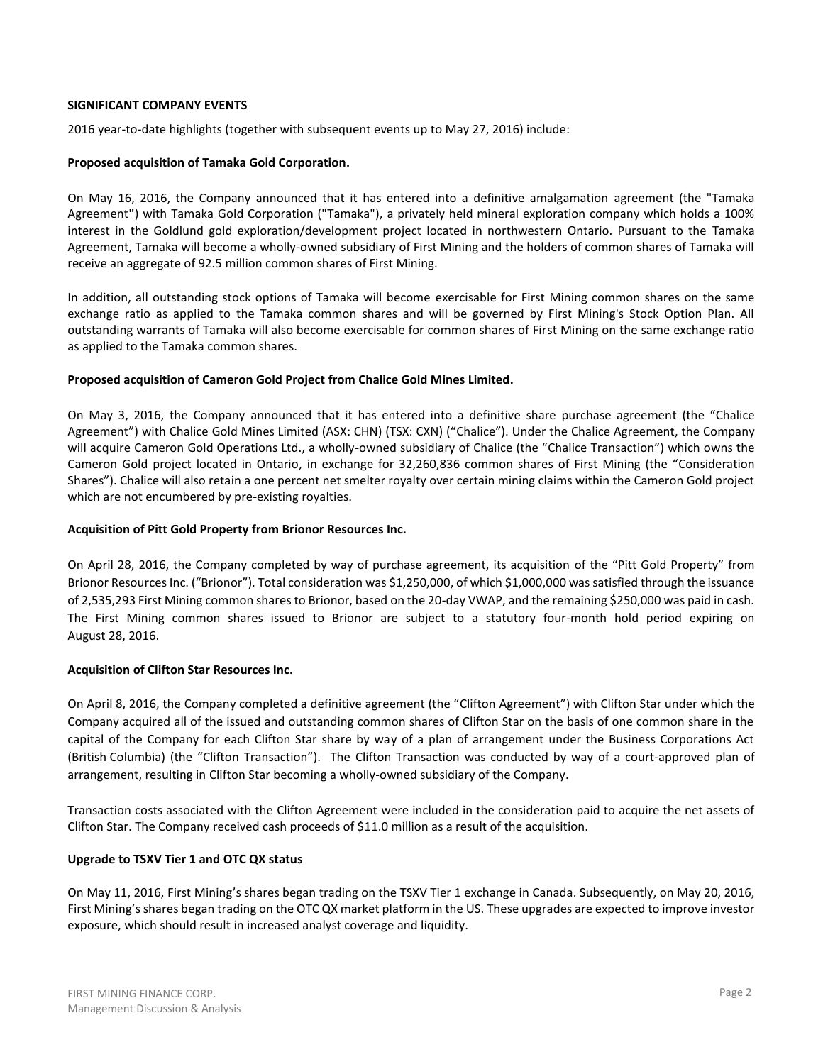## SIGNIFICANT COMPANY EVENTS

2016 year-to-date highlights (together with subsequent events up to May 27, 2016) include:

### Proposed acquisition of Tamaka Gold Corporation.

On May 16, 2016, the Company announced that it has entered into a definitive amalgamation agreement (the "Tamaka Agreement**"**) with Tamaka Gold Corporation ("Tamaka"), a privately held mineral exploration company which holds a 100% interest in the Goldlund gold exploration/development project located in northwestern Ontario. Pursuant to the Tamaka Agreement, Tamaka will become a wholly-owned subsidiary of First Mining and the holders of common shares of Tamaka will receive an aggregate of 92.5 million common shares of First Mining.

In addition, all outstanding stock options of Tamaka will become exercisable for First Mining common shares on the same exchange ratio as applied to the Tamaka common shares and will be governed by First Mining's Stock Option Plan. All outstanding warrants of Tamaka will also become exercisable for common shares of First Mining on the same exchange ratio as applied to the Tamaka common shares.

### Proposed acquisition of Cameron Gold Project from Chalice Gold Mines Limited.

On May 3, 2016, the Company announced that it has entered into a definitive share purchase agreement (the "Chalice Agreement") with Chalice Gold Mines Limited (ASX: CHN) (TSX: CXN) ("Chalice"). Under the Chalice Agreement, the Company will acquire Cameron Gold Operations Ltd., a wholly-owned subsidiary of Chalice (the "Chalice Transaction") which owns the Cameron Gold project located in Ontario, in exchange for 32,260,836 common shares of First Mining (the "Consideration Shares"). Chalice will also retain a one percent net smelter royalty over certain mining claims within the Cameron Gold project which are not encumbered by pre-existing royalties.

### Acquisition of Pitt Gold Property from Brionor Resources Inc.

On April 28, 2016, the Company completed by way of purchase agreement, its acquisition of the "Pitt Gold Property" from Brionor Resources Inc. ("Brionor"). Total consideration was $1,250,000, of which $1,000,000 was satisfied through the issuance of 2,535,293 First Mining common shares to Brionor, based on the 20-day VWAP, and the remaining $250,000 was paid in cash. The First Mining common shares issued to Brionor are subject to a statutory four-month hold period expiring on August 28, 2016.

### Acquisition of Clifton Star Resources Inc.

On April 8, 2016, the Company completed a definitive agreement (the "Clifton Agreement") with Clifton Star under which the Company acquired all of the issued and outstanding common shares of Clifton Star on the basis of one common share in the capital of the Company for each Clifton Star share by way of a plan of arrangement under the Business Corporations Act (British Columbia) (the "Clifton Transaction"). The Clifton Transaction was conducted by way of a court-approved plan of arrangement, resulting in Clifton Star becoming a wholly-owned subsidiary of the Company.

Transaction costs associated with the Clifton Agreement were included in the consideration paid to acquire the net assets of Clifton Star. The Company received cash proceeds of $11.0 million as a result of the acquisition.

### Upgrade to TSXV Tier 1 and OTC QX status

On May 11, 2016, First Mining's shares began trading on the TSXV Tier 1 exchange in Canada. Subsequently, on May 20, 2016, First Mining's shares began trading on the OTC QX market platform in the US. These upgrades are expected to improve investor exposure, which should result in increased analyst coverage and liquidity.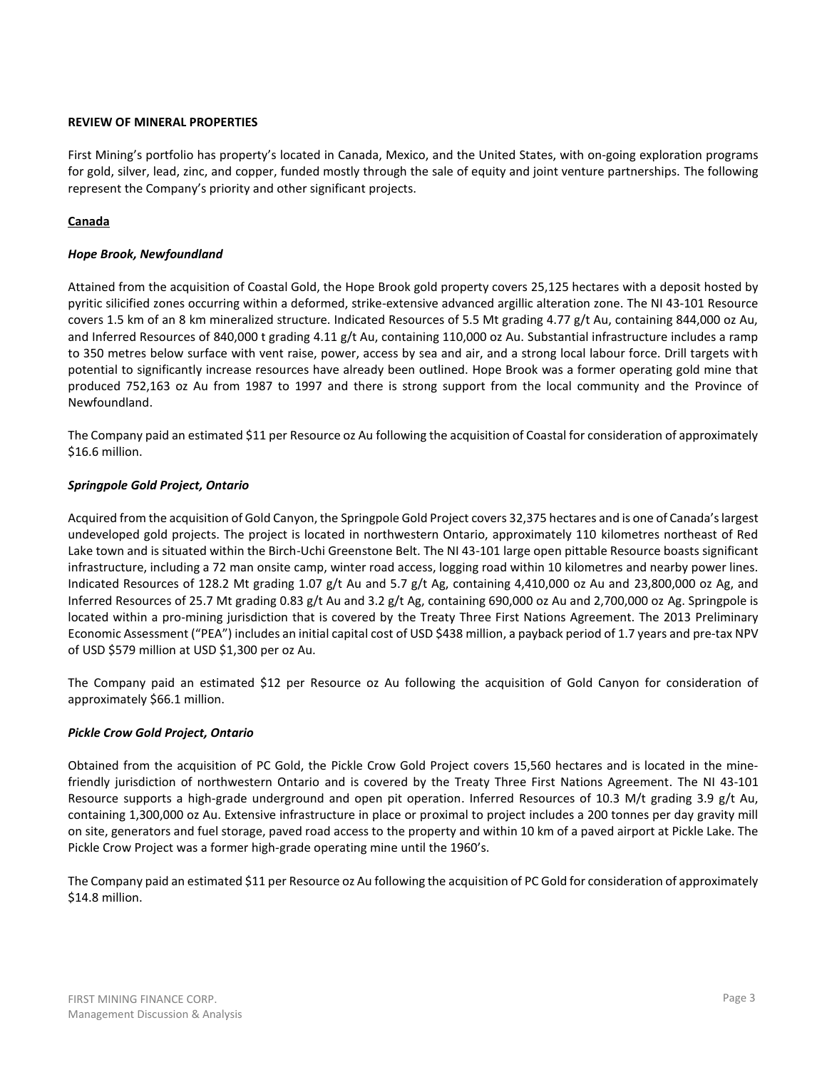**REVIEW OF MINERAL PROPERTIES**

First Mining's portfolio has property's located in Canada, Mexico, and the United States, with on-going exploration programs for gold, silver, lead, zinc, and copper, funded mostly through the sale of equity and joint venture partnerships. The following represent the Company's priority and other significant projects.

**Canada**

***Hope Brook, Newfoundland***

Attained from the acquisition of Coastal Gold, the Hope Brook gold property covers 25,125 hectares with a deposit hosted by pyritic silicified zones occurring within a deformed, strike-extensive advanced argillic alteration zone. The NI 43-101 Resource covers 1.5 km of an 8 km mineralized structure. Indicated Resources of 5.5 Mt grading 4.77 g/t Au, containing 844,000 oz Au, and Inferred Resources of 840,000 t grading 4.11 g/t Au, containing 110,000 oz Au. Substantial infrastructure includes a ramp to 350 metres below surface with vent raise, power, access by sea and air, and a strong local labour force. Drill targets with potential to significantly increase resources have already been outlined. Hope Brook was a former operating gold mine that produced 752,163 oz Au from 1987 to 1997 and there is strong support from the local community and the Province of Newfoundland.

The Company paid an estimated $11 per Resource oz Au following the acquisition of Coastal for consideration of approximately $16.6 million.

***Springpole Gold Project, Ontario***

Acquired from the acquisition of Gold Canyon, the Springpole Gold Project covers 32,375 hectares and is one of Canada's largest undeveloped gold projects. The project is located in northwestern Ontario, approximately 110 kilometres northeast of Red Lake town and is situated within the Birch-Uchi Greenstone Belt. The NI 43-101 large open pittable Resource boasts significant infrastructure, including a 72 man onsite camp, winter road access, logging road within 10 kilometres and nearby power lines. Indicated Resources of 128.2 Mt grading 1.07 g/t Au and 5.7 g/t Ag, containing 4,410,000 oz Au and 23,800,000 oz Ag, and Inferred Resources of 25.7 Mt grading 0.83 g/t Au and 3.2 g/t Ag, containing 690,000 oz Au and 2,700,000 oz Ag. Springpole is located within a pro-mining jurisdiction that is covered by the Treaty Three First Nations Agreement. The 2013 Preliminary Economic Assessment ("PEA") includes an initial capital cost of USD $438 million, a payback period of 1.7 years and pre-tax NPV of USD $579 million at USD $1,300 per oz Au.

The Company paid an estimated $12 per Resource oz Au following the acquisition of Gold Canyon for consideration of approximately $66.1 million.

***Pickle Crow Gold Project, Ontario***

Obtained from the acquisition of PC Gold, the Pickle Crow Gold Project covers 15,560 hectares and is located in the mine-friendly jurisdiction of northwestern Ontario and is covered by the Treaty Three First Nations Agreement. The NI 43-101 Resource supports a high-grade underground and open pit operation. Inferred Resources of 10.3 M/t grading 3.9 g/t Au, containing 1,300,000 oz Au. Extensive infrastructure in place or proximal to project includes a 200 tonnes per day gravity mill on site, generators and fuel storage, paved road access to the property and within 10 km of a paved airport at Pickle Lake. The Pickle Crow Project was a former high-grade operating mine until the 1960's.

The Company paid an estimated $11 per Resource oz Au following the acquisition of PC Gold for consideration of approximately $14.8 million.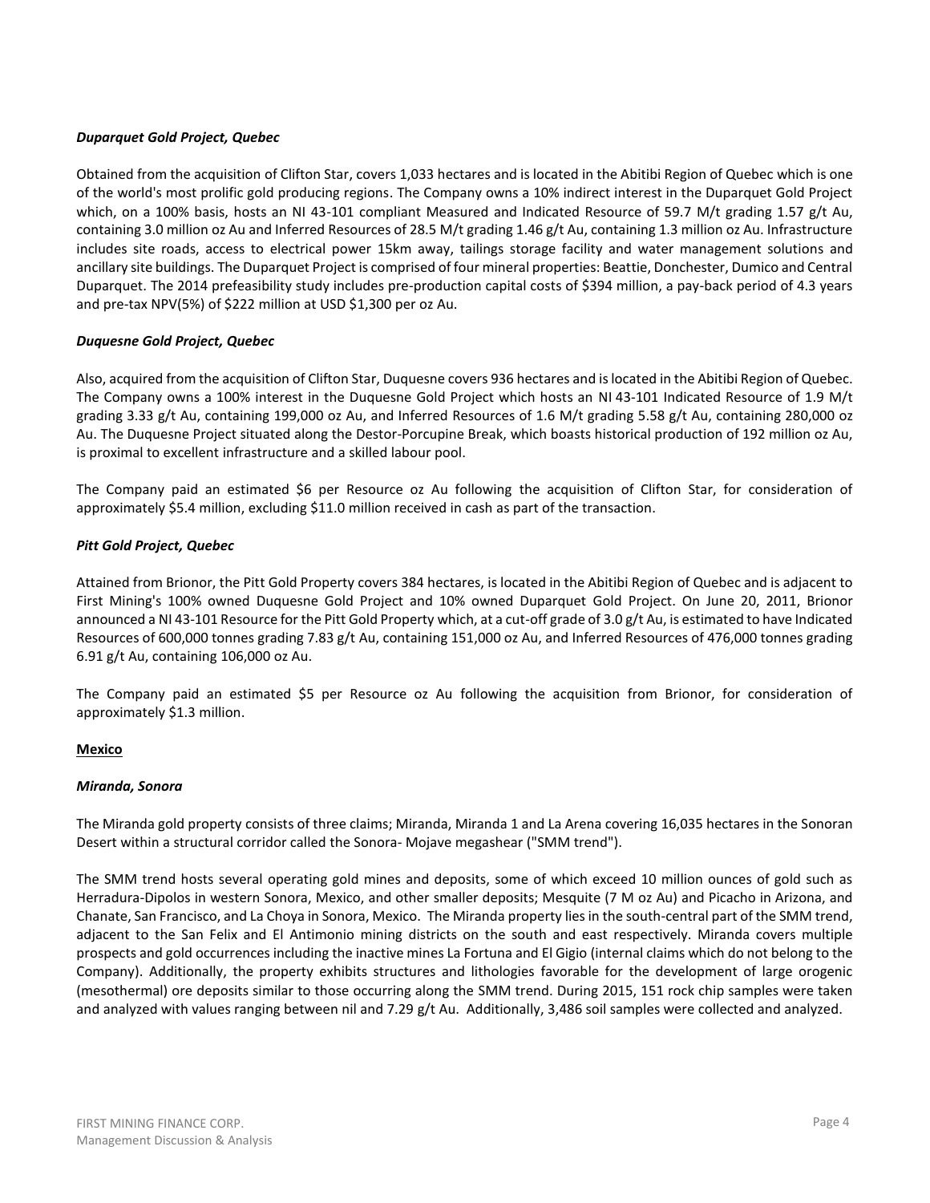***Duparquet Gold Project, Quebec***

Obtained from the acquisition of Clifton Star, covers 1,033 hectares and is located in the Abitibi Region of Quebec which is one of the world's most prolific gold producing regions. The Company owns a 10% indirect interest in the Duparquet Gold Project which, on a 100% basis, hosts an NI 43-101 compliant Measured and Indicated Resource of 59.7 M/t grading 1.57 g/t Au, containing 3.0 million oz Au and Inferred Resources of 28.5 M/t grading 1.46 g/t Au, containing 1.3 million oz Au. Infrastructure includes site roads, access to electrical power 15km away, tailings storage facility and water management solutions and ancillary site buildings. The Duparquet Project is comprised of four mineral properties: Beattie, Donchester, Dumico and Central Duparquet. The 2014 prefeasibility study includes pre-production capital costs of $394 million, a pay-back period of 4.3 years and pre-tax NPV(5%) of $222 million at USD $1,300 per oz Au.

***Duquesne Gold Project, Quebec***

Also, acquired from the acquisition of Clifton Star, Duquesne covers 936 hectares and is located in the Abitibi Region of Quebec. The Company owns a 100% interest in the Duquesne Gold Project which hosts an NI 43-101 Indicated Resource of 1.9 M/t grading 3.33 g/t Au, containing 199,000 oz Au, and Inferred Resources of 1.6 M/t grading 5.58 g/t Au, containing 280,000 oz Au. The Duquesne Project situated along the Destor-Porcupine Break, which boasts historical production of 192 million oz Au, is proximal to excellent infrastructure and a skilled labour pool.

The Company paid an estimated $6 per Resource oz Au following the acquisition of Clifton Star, for consideration of approximately $5.4 million, excluding $11.0 million received in cash as part of the transaction.

***Pitt Gold Project, Quebec***

Attained from Brionor, the Pitt Gold Property covers 384 hectares, is located in the Abitibi Region of Quebec and is adjacent to First Mining's 100% owned Duquesne Gold Project and 10% owned Duparquet Gold Project. On June 20, 2011, Brionor announced a NI 43-101 Resource for the Pitt Gold Property which, at a cut-off grade of 3.0 g/t Au, is estimated to have Indicated Resources of 600,000 tonnes grading 7.83 g/t Au, containing 151,000 oz Au, and Inferred Resources of 476,000 tonnes grading 6.91 g/t Au, containing 106,000 oz Au.

The Company paid an estimated $5 per Resource oz Au following the acquisition from Brionor, for consideration of approximately $1.3 million.

**Mexico**

***Miranda, Sonora***

The Miranda gold property consists of three claims; Miranda, Miranda 1 and La Arena covering 16,035 hectares in the Sonoran Desert within a structural corridor called the Sonora- Mojave megashear ("SMM trend").

The SMM trend hosts several operating gold mines and deposits, some of which exceed 10 million ounces of gold such as Herradura-Dipolos in western Sonora, Mexico, and other smaller deposits; Mesquite (7 M oz Au) and Picacho in Arizona, and Chanate, San Francisco, and La Choya in Sonora, Mexico. The Miranda property lies in the south-central part of the SMM trend, adjacent to the San Felix and El Antimonio mining districts on the south and east respectively. Miranda covers multiple prospects and gold occurrences including the inactive mines La Fortuna and El Gigio (internal claims which do not belong to the Company). Additionally, the property exhibits structures and lithologies favorable for the development of large orogenic (mesothermal) ore deposits similar to those occurring along the SMM trend. During 2015, 151 rock chip samples were taken and analyzed with values ranging between nil and 7.29 g/t Au. Additionally, 3,486 soil samples were collected and analyzed.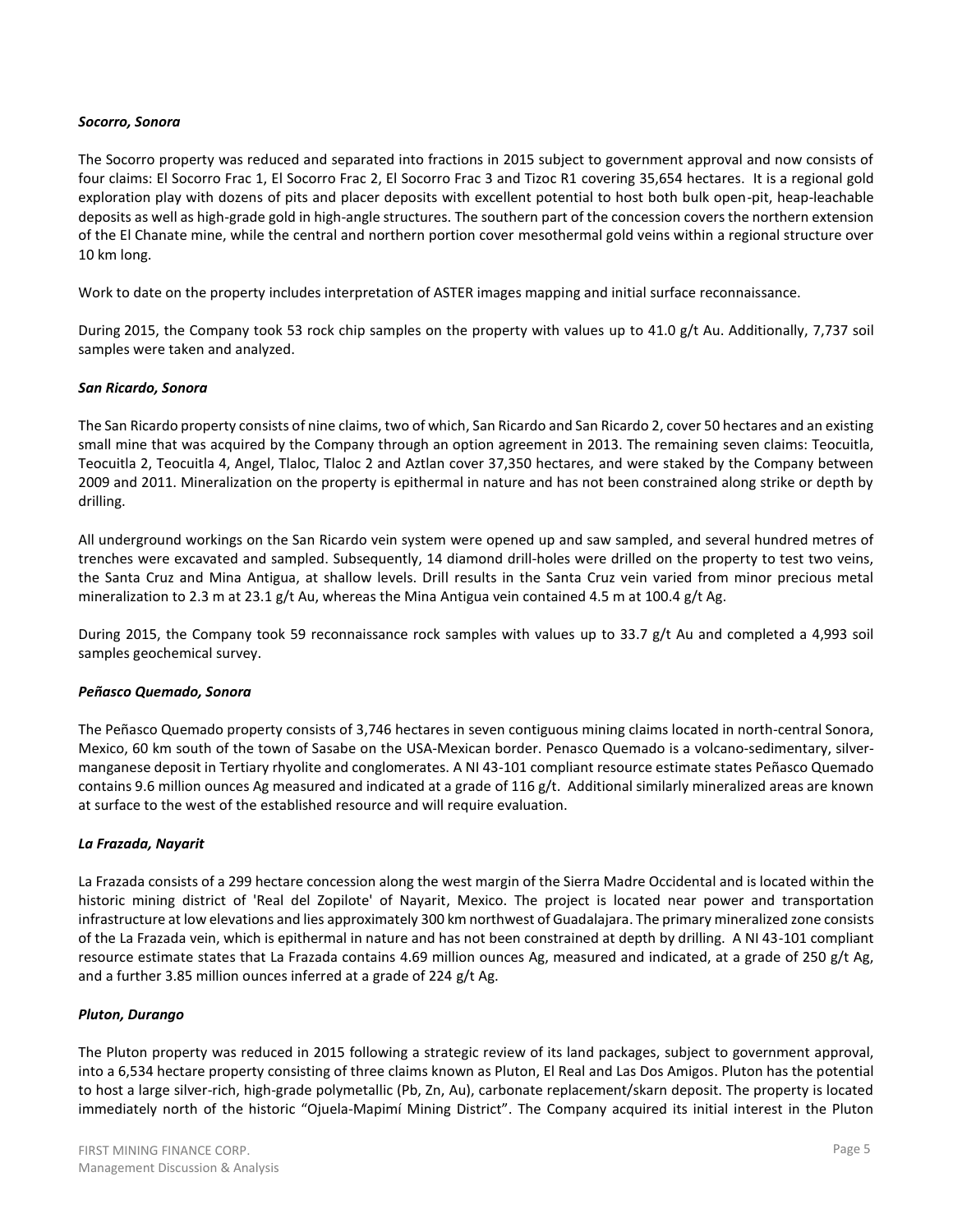***Socorro, Sonora***

The Socorro property was reduced and separated into fractions in 2015 subject to government approval and now consists of four claims: El Socorro Frac 1, El Socorro Frac 2, El Socorro Frac 3 and Tizoc R1 covering 35,654 hectares. It is a regional gold exploration play with dozens of pits and placer deposits with excellent potential to host both bulk open-pit, heap-leachable deposits as well as high-grade gold in high-angle structures. The southern part of the concession covers the northern extension of the El Chanate mine, while the central and northern portion cover mesothermal gold veins within a regional structure over 10 km long.

Work to date on the property includes interpretation of ASTER images mapping and initial surface reconnaissance.

During 2015, the Company took 53 rock chip samples on the property with values up to 41.0 g/t Au. Additionally, 7,737 soil samples were taken and analyzed.

***San Ricardo, Sonora***

The San Ricardo property consists of nine claims, two of which, San Ricardo and San Ricardo 2, cover 50 hectares and an existing small mine that was acquired by the Company through an option agreement in 2013. The remaining seven claims: Teocuitla, Teocuitla 2, Teocuitla 4, Angel, Tlaloc, Tlaloc 2 and Aztlan cover 37,350 hectares, and were staked by the Company between 2009 and 2011. Mineralization on the property is epithermal in nature and has not been constrained along strike or depth by drilling.

All underground workings on the San Ricardo vein system were opened up and saw sampled, and several hundred metres of trenches were excavated and sampled. Subsequently, 14 diamond drill-holes were drilled on the property to test two veins, the Santa Cruz and Mina Antigua, at shallow levels. Drill results in the Santa Cruz vein varied from minor precious metal mineralization to 2.3 m at 23.1 g/t Au, whereas the Mina Antigua vein contained 4.5 m at 100.4 g/t Ag.

During 2015, the Company took 59 reconnaissance rock samples with values up to 33.7 g/t Au and completed a 4,993 soil samples geochemical survey.

***Peñasco Quemado, Sonora***

The Peñasco Quemado property consists of 3,746 hectares in seven contiguous mining claims located in north-central Sonora, Mexico, 60 km south of the town of Sasabe on the USA-Mexican border. Penasco Quemado is a volcano-sedimentary, silver-manganese deposit in Tertiary rhyolite and conglomerates. A NI 43-101 compliant resource estimate states Peñasco Quemado contains 9.6 million ounces Ag measured and indicated at a grade of 116 g/t. Additional similarly mineralized areas are known at surface to the west of the established resource and will require evaluation.

***La Frazada, Nayarit***

La Frazada consists of a 299 hectare concession along the west margin of the Sierra Madre Occidental and is located within the historic mining district of 'Real del Zopilote' of Nayarit, Mexico. The project is located near power and transportation infrastructure at low elevations and lies approximately 300 km northwest of Guadalajara. The primary mineralized zone consists of the La Frazada vein, which is epithermal in nature and has not been constrained at depth by drilling. A NI 43-101 compliant resource estimate states that La Frazada contains 4.69 million ounces Ag, measured and indicated, at a grade of 250 g/t Ag, and a further 3.85 million ounces inferred at a grade of 224 g/t Ag.

***Pluton, Durango***

The Pluton property was reduced in 2015 following a strategic review of its land packages, subject to government approval, into a 6,534 hectare property consisting of three claims known as Pluton, El Real and Las Dos Amigos. Pluton has the potential to host a large silver-rich, high-grade polymetallic (Pb, Zn, Au), carbonate replacement/skarn deposit. The property is located immediately north of the historic "Ojuela-Mapimí Mining District". The Company acquired its initial interest in the Pluton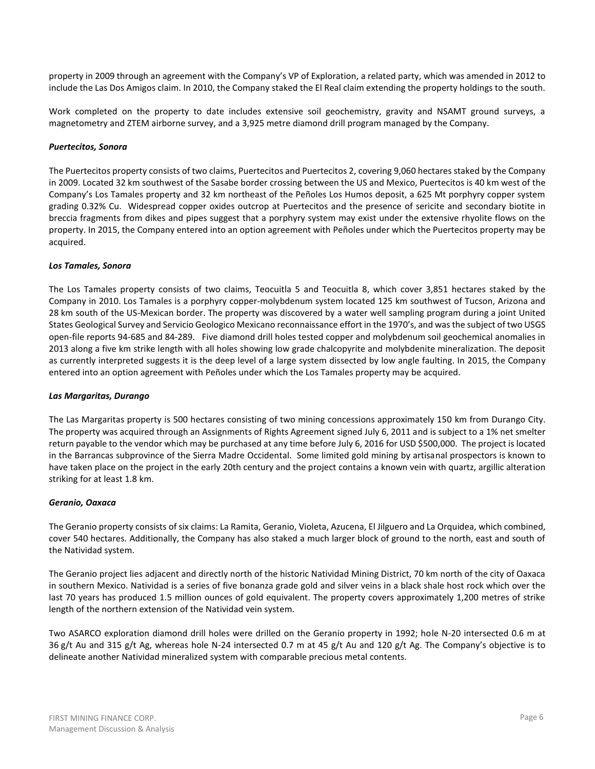property in 2009 through an agreement with the Company's VP of Exploration, a related party, which was amended in 2012 to include the Las Dos Amigos claim. In 2010, the Company staked the El Real claim extending the property holdings to the south.

Work completed on the property to date includes extensive soil geochemistry, gravity and NSAMT ground surveys, a magnetometry and ZTEM airborne survey, and a 3,925 metre diamond drill program managed by the Company.

***Puertecitos, Sonora***

The Puertecitos property consists of two claims, Puertecitos and Puertecitos 2, covering 9,060 hectares staked by the Company in 2009. Located 32 km southwest of the Sasabe border crossing between the US and Mexico, Puertecitos is 40 km west of the Company's Los Tamales property and 32 km northeast of the Peñoles Los Humos deposit, a 625 Mt porphyry copper system grading 0.32% Cu. Widespread copper oxides outcrop at Puertecitos and the presence of sericite and secondary biotite in breccia fragments from dikes and pipes suggest that a porphyry system may exist under the extensive rhyolite flows on the property. In 2015, the Company entered into an option agreement with Peñoles under which the Puertecitos property may be acquired.

***Los Tamales, Sonora***

The Los Tamales property consists of two claims, Teocuitla 5 and Teocuitla 8, which cover 3,851 hectares staked by the Company in 2010. Los Tamales is a porphyry copper-molybdenum system located 125 km southwest of Tucson, Arizona and 28 km south of the US-Mexican border. The property was discovered by a water well sampling program during a joint United States Geological Survey and Servicio Geologico Mexicano reconnaissance effort in the 1970's, and was the subject of two USGS open-file reports 94-685 and 84-289. Five diamond drill holes tested copper and molybdenum soil geochemical anomalies in 2013 along a five km strike length with all holes showing low grade chalcopyrite and molybdenite mineralization. The deposit as currently interpreted suggests it is the deep level of a large system dissected by low angle faulting. In 2015, the Company entered into an option agreement with Peñoles under which the Los Tamales property may be acquired.

***Las Margaritas, Durango***

The Las Margaritas property is 500 hectares consisting of two mining concessions approximately 150 km from Durango City. The property was acquired through an Assignments of Rights Agreement signed July 6, 2011 and is subject to a 1% net smelter return payable to the vendor which may be purchased at any time before July 6, 2016 for USD $500,000. The project is located in the Barrancas subprovince of the Sierra Madre Occidental. Some limited gold mining by artisanal prospectors is known to have taken place on the project in the early 20th century and the project contains a known vein with quartz, argillic alteration striking for at least 1.8 km.

***Geranio, Oaxaca***

The Geranio property consists of six claims: La Ramita, Geranio, Violeta, Azucena, El Jilguero and La Orquidea, which combined, cover 540 hectares. Additionally, the Company has also staked a much larger block of ground to the north, east and south of the Natividad system.

The Geranio project lies adjacent and directly north of the historic Natividad Mining District, 70 km north of the city of Oaxaca in southern Mexico. Natividad is a series of five bonanza grade gold and silver veins in a black shale host rock which over the last 70 years has produced 1.5 million ounces of gold equivalent. The property covers approximately 1,200 metres of strike length of the northern extension of the Natividad vein system.

Two ASARCO exploration diamond drill holes were drilled on the Geranio property in 1992; hole N-20 intersected 0.6 m at 36 g/t Au and 315 g/t Ag, whereas hole N-24 intersected 0.7 m at 45 g/t Au and 120 g/t Ag. The Company's objective is to delineate another Natividad mineralized system with comparable precious metal contents.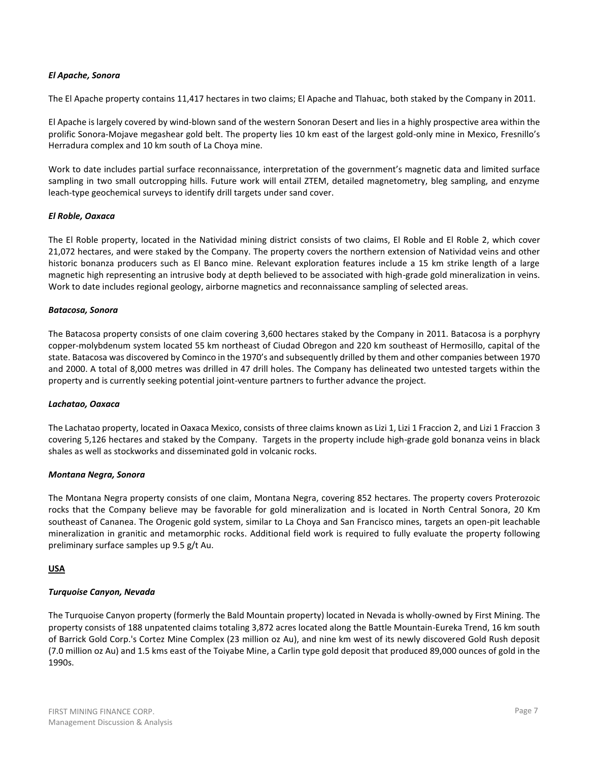***El Apache, Sonora***

The El Apache property contains 11,417 hectares in two claims; El Apache and Tlahuac, both staked by the Company in 2011.

El Apache is largely covered by wind-blown sand of the western Sonoran Desert and lies in a highly prospective area within the prolific Sonora-Mojave megashear gold belt. The property lies 10 km east of the largest gold-only mine in Mexico, Fresnillo's Herradura complex and 10 km south of La Choya mine.

Work to date includes partial surface reconnaissance, interpretation of the government's magnetic data and limited surface sampling in two small outcropping hills. Future work will entail ZTEM, detailed magnetometry, bleg sampling, and enzyme leach-type geochemical surveys to identify drill targets under sand cover.

***El Roble, Oaxaca***

The El Roble property, located in the Natividad mining district consists of two claims, El Roble and El Roble 2, which cover 21,072 hectares, and were staked by the Company. The property covers the northern extension of Natividad veins and other historic bonanza producers such as El Banco mine. Relevant exploration features include a 15 km strike length of a large magnetic high representing an intrusive body at depth believed to be associated with high-grade gold mineralization in veins. Work to date includes regional geology, airborne magnetics and reconnaissance sampling of selected areas.

***Batacosa, Sonora***

The Batacosa property consists of one claim covering 3,600 hectares staked by the Company in 2011. Batacosa is a porphyry copper-molybdenum system located 55 km northeast of Ciudad Obregon and 220 km southeast of Hermosillo, capital of the state. Batacosa was discovered by Cominco in the 1970's and subsequently drilled by them and other companies between 1970 and 2000. A total of 8,000 metres was drilled in 47 drill holes. The Company has delineated two untested targets within the property and is currently seeking potential joint-venture partners to further advance the project.

***Lachatao, Oaxaca***

The Lachatao property, located in Oaxaca Mexico, consists of three claims known as Lizi 1, Lizi 1 Fraccion 2, and Lizi 1 Fraccion 3 covering 5,126 hectares and staked by the Company. Targets in the property include high-grade gold bonanza veins in black shales as well as stockworks and disseminated gold in volcanic rocks.

***Montana Negra, Sonora***

The Montana Negra property consists of one claim, Montana Negra, covering 852 hectares. The property covers Proterozoic rocks that the Company believe may be favorable for gold mineralization and is located in North Central Sonora, 20 Km southeast of Cananea. The Orogenic gold system, similar to La Choya and San Francisco mines, targets an open-pit leachable mineralization in granitic and metamorphic rocks. Additional field work is required to fully evaluate the property following preliminary surface samples up 9.5 g/t Au.

**USA**

***Turquoise Canyon, Nevada***

The Turquoise Canyon property (formerly the Bald Mountain property) located in Nevada is wholly-owned by First Mining. The property consists of 188 unpatented claims totaling 3,872 acres located along the Battle Mountain-Eureka Trend, 16 km south of Barrick Gold Corp.'s Cortez Mine Complex (23 million oz Au), and nine km west of its newly discovered Gold Rush deposit (7.0 million oz Au) and 1.5 kms east of the Toiyabe Mine, a Carlin type gold deposit that produced 89,000 ounces of gold in the 1990s.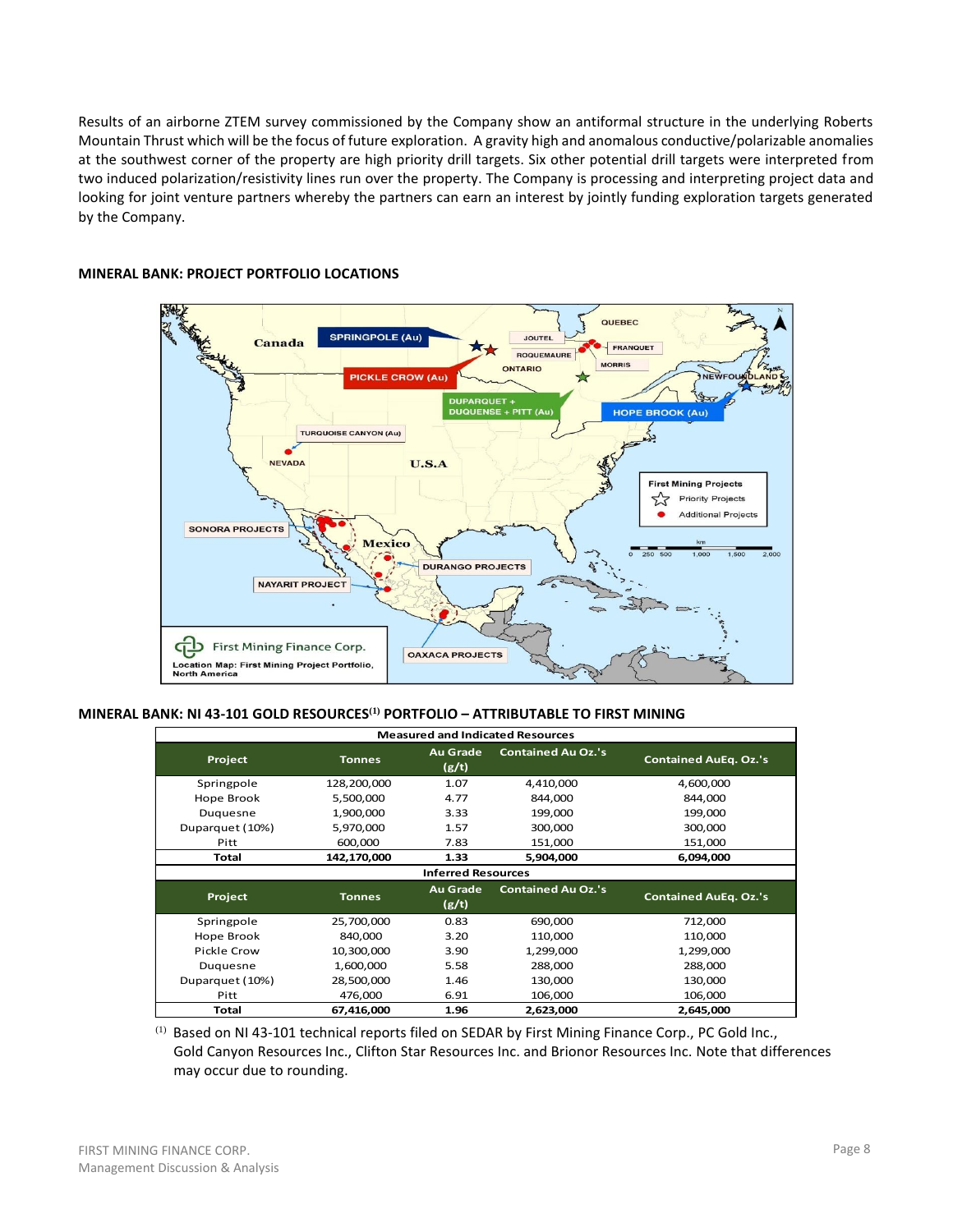Results of an airborne ZTEM survey commissioned by the Company show an antiformal structure in the underlying Roberts Mountain Thrust which will be the focus of future exploration. A gravity high and anomalous conductive/polarizable anomalies at the southwest corner of the property are high priority drill targets. Six other potential drill targets were interpreted from two induced polarization/resistivity lines run over the property. The Company is processing and interpreting project data and looking for joint venture partners whereby the partners can earn an interest by jointly funding exploration targets generated by the Company.

**MINERAL BANK: PROJECT PORTFOLIO LOCATIONS**

**MINERAL BANK: NI 43-101 GOLD RESOURCES[(1)] PORTFOLIO – ATTRIBUTABLE TO FIRST MINING**

| Measured and Indicated Resources | | | | |
|---|---|---|---|---|
| **Project** | **Tonnes** | **Au Grade (g/t)** | **Contained Au Oz.'s** | **Contained AuEq. Oz.'s** |
| Springpole | 128,200,000 | 1.07 | 4,410,000 | 4,600,000 |
| Hope Brook | 5,500,000 | 4.77 | 844,000 | 844,000 |
| Duquesne | 1,900,000 | 3.33 | 199,000 | 199,000 |
| Duparquet (10%) | 5,970,000 | 1.57 | 300,000 | 300,000 |
| Pitt | 600,000 | 7.83 | 151,000 | 151,000 |
| **Total** | **142,170,000** | **1.33** | **5,904,000** | **6,094,000** |
| **Inferred Resources** | | | | |
| **Project** | **Tonnes** | **Au Grade (g/t)** | **Contained Au Oz.'s** | **Contained AuEq. Oz.'s** |
| Springpole | 25,700,000 | 0.83 | 690,000 | 712,000 |
| Hope Brook | 840,000 | 3.20 | 110,000 | 110,000 |
| Pickle Crow | 10,300,000 | 3.90 | 1,299,000 | 1,299,000 |
| Duquesne | 1,600,000 | 5.58 | 288,000 | 288,000 |
| Duparquet (10%) | 28,500,000 | 1.46 | 130,000 | 130,000 |
| Pitt | 476,000 | 6.91 | 106,000 | 106,000 |
| **Total** | **67,416,000** | **1.96** | **2,623,000** | **2,645,000** |

(1) Based on NI 43-101 technical reports filed on SEDAR by First Mining Finance Corp., PC Gold Inc., Gold Canyon Resources Inc., Clifton Star Resources Inc. and Brionor Resources Inc. Note that differences may occur due to rounding.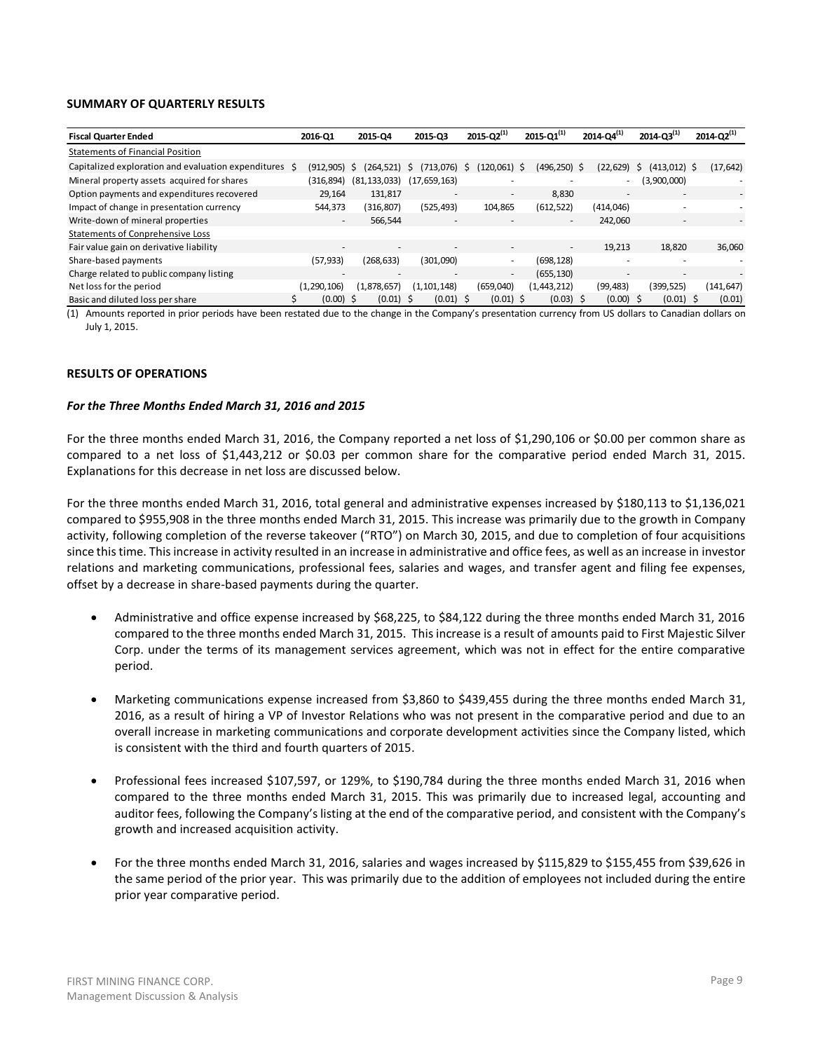## SUMMARY OF QUARTERLY RESULTS

| Fiscal Quarter Ended | 2016-Q1 | 2015-Q4 | 2015-Q3 | 2015-Q2[(1)] | 2015-Q1[(1)] | 2014-Q4[(1)] | 2014-Q3[(1)] | 2014-Q2[(1)] |
|---|---|---|---|---|---|---|---|---|
| Statements of Financial Position | | | | | | | | |
| Capitalized exploration and evaluation expenditures | $ (912,905) | $ (264,521) | $ (713,076) | $ (120,061) | $ (496,250) | $ (22,629) | $ (413,012) | $ (17,642) |
| Mineral property assets acquired for shares | (316,894) | (81,133,033) | (17,659,163) | - | - | - | (3,900,000) | - |
| Option payments and expenditures recovered | 29,164 | 131,817 | - | - | 8,830 | - | - | - |
| Impact of change in presentation currency | 544,373 | (316,807) | (525,493) | 104,865 | (612,522) | (414,046) | - | - |
| Write-down of mineral properties | - | 566,544 | - | - | - | 242,060 | - | - |
| Statements of Conprehensive Loss | | | | | | | | |
| Fair value gain on derivative liability | - | - | - | - | - | 19,213 | 18,820 | 36,060 |
| Share-based payments | (57,933) | (268,633) | (301,090) | - | (698,128) | - | - | - |
| Charge related to public company listing | - | - | - | - | (655,130) | - | - | - |
| Net loss for the period | (1,290,106) | (1,878,657) | (1,101,148) | (659,040) | (1,443,212) | (99,483) | (399,525) | (141,647) |
| Basic and diluted loss per share | $ (0.00) | $ (0.01) | $ (0.01) | $ (0.01) | $ (0.03) | $ (0.00) | $ (0.01) | $ (0.01) |

(1) Amounts reported in prior periods have been restated due to the change in the Company's presentation currency from US dollars to Canadian dollars on July 1, 2015.

## RESULTS OF OPERATIONS

### *For the Three Months Ended March 31, 2016 and 2015*

For the three months ended March 31, 2016, the Company reported a net loss of $1,290,106 or $0.00 per common share as compared to a net loss of $1,443,212 or $0.03 per common share for the comparative period ended March 31, 2015. Explanations for this decrease in net loss are discussed below.

For the three months ended March 31, 2016, total general and administrative expenses increased by $180,113 to $1,136,021 compared to $955,908 in the three months ended March 31, 2015. This increase was primarily due to the growth in Company activity, following completion of the reverse takeover ("RTO") on March 30, 2015, and due to completion of four acquisitions since this time. This increase in activity resulted in an increase in administrative and office fees, as well as an increase in investor relations and marketing communications, professional fees, salaries and wages, and transfer agent and filing fee expenses, offset by a decrease in share-based payments during the quarter.

- Administrative and office expense increased by $68,225, to $84,122 during the three months ended March 31, 2016 compared to the three months ended March 31, 2015. This increase is a result of amounts paid to First Majestic Silver Corp. under the terms of its management services agreement, which was not in effect for the entire comparative period.

- Marketing communications expense increased from $3,860 to $439,455 during the three months ended March 31, 2016, as a result of hiring a VP of Investor Relations who was not present in the comparative period and due to an overall increase in marketing communications and corporate development activities since the Company listed, which is consistent with the third and fourth quarters of 2015.

- Professional fees increased $107,597, or 129%, to $190,784 during the three months ended March 31, 2016 when compared to the three months ended March 31, 2015. This was primarily due to increased legal, accounting and auditor fees, following the Company's listing at the end of the comparative period, and consistent with the Company's growth and increased acquisition activity.

- For the three months ended March 31, 2016, salaries and wages increased by $115,829 to $155,455 from $39,626 in the same period of the prior year. This was primarily due to the addition of employees not included during the entire prior year comparative period.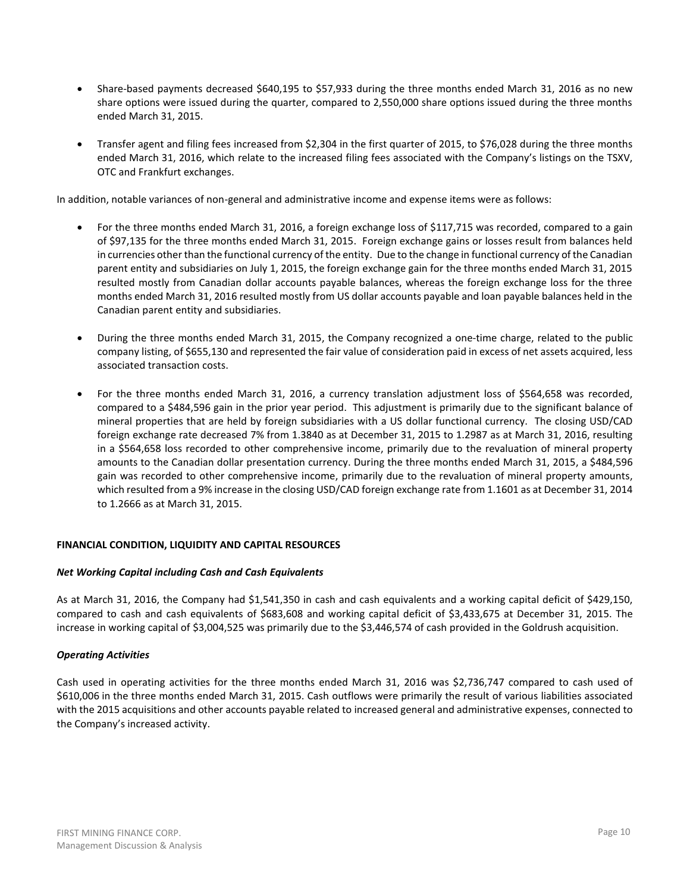- Share-based payments decreased $640,195 to $57,933 during the three months ended March 31, 2016 as no new share options were issued during the quarter, compared to 2,550,000 share options issued during the three months ended March 31, 2015.

- Transfer agent and filing fees increased from $2,304 in the first quarter of 2015, to $76,028 during the three months ended March 31, 2016, which relate to the increased filing fees associated with the Company's listings on the TSXV, OTC and Frankfurt exchanges.

In addition, notable variances of non-general and administrative income and expense items were as follows:

- For the three months ended March 31, 2016, a foreign exchange loss of $117,715 was recorded, compared to a gain of $97,135 for the three months ended March 31, 2015. Foreign exchange gains or losses result from balances held in currencies other than the functional currency of the entity. Due to the change in functional currency of the Canadian parent entity and subsidiaries on July 1, 2015, the foreign exchange gain for the three months ended March 31, 2015 resulted mostly from Canadian dollar accounts payable balances, whereas the foreign exchange loss for the three months ended March 31, 2016 resulted mostly from US dollar accounts payable and loan payable balances held in the Canadian parent entity and subsidiaries.

- During the three months ended March 31, 2015, the Company recognized a one-time charge, related to the public company listing, of $655,130 and represented the fair value of consideration paid in excess of net assets acquired, less associated transaction costs.

- For the three months ended March 31, 2016, a currency translation adjustment loss of $564,658 was recorded, compared to a $484,596 gain in the prior year period. This adjustment is primarily due to the significant balance of mineral properties that are held by foreign subsidiaries with a US dollar functional currency. The closing USD/CAD foreign exchange rate decreased 7% from 1.3840 as at December 31, 2015 to 1.2987 as at March 31, 2016, resulting in a $564,658 loss recorded to other comprehensive income, primarily due to the revaluation of mineral property amounts to the Canadian dollar presentation currency. During the three months ended March 31, 2015, a $484,596 gain was recorded to other comprehensive income, primarily due to the revaluation of mineral property amounts, which resulted from a 9% increase in the closing USD/CAD foreign exchange rate from 1.1601 as at December 31, 2014 to 1.2666 as at March 31, 2015.

## FINANCIAL CONDITION, LIQUIDITY AND CAPITAL RESOURCES

### *Net Working Capital including Cash and Cash Equivalents*

As at March 31, 2016, the Company had $1,541,350 in cash and cash equivalents and a working capital deficit of $429,150, compared to cash and cash equivalents of $683,608 and working capital deficit of $3,433,675 at December 31, 2015. The increase in working capital of $3,004,525 was primarily due to the $3,446,574 of cash provided in the Goldrush acquisition.

### *Operating Activities*

Cash used in operating activities for the three months ended March 31, 2016 was $2,736,747 compared to cash used of $610,006 in the three months ended March 31, 2015. Cash outflows were primarily the result of various liabilities associated with the 2015 acquisitions and other accounts payable related to increased general and administrative expenses, connected to the Company's increased activity.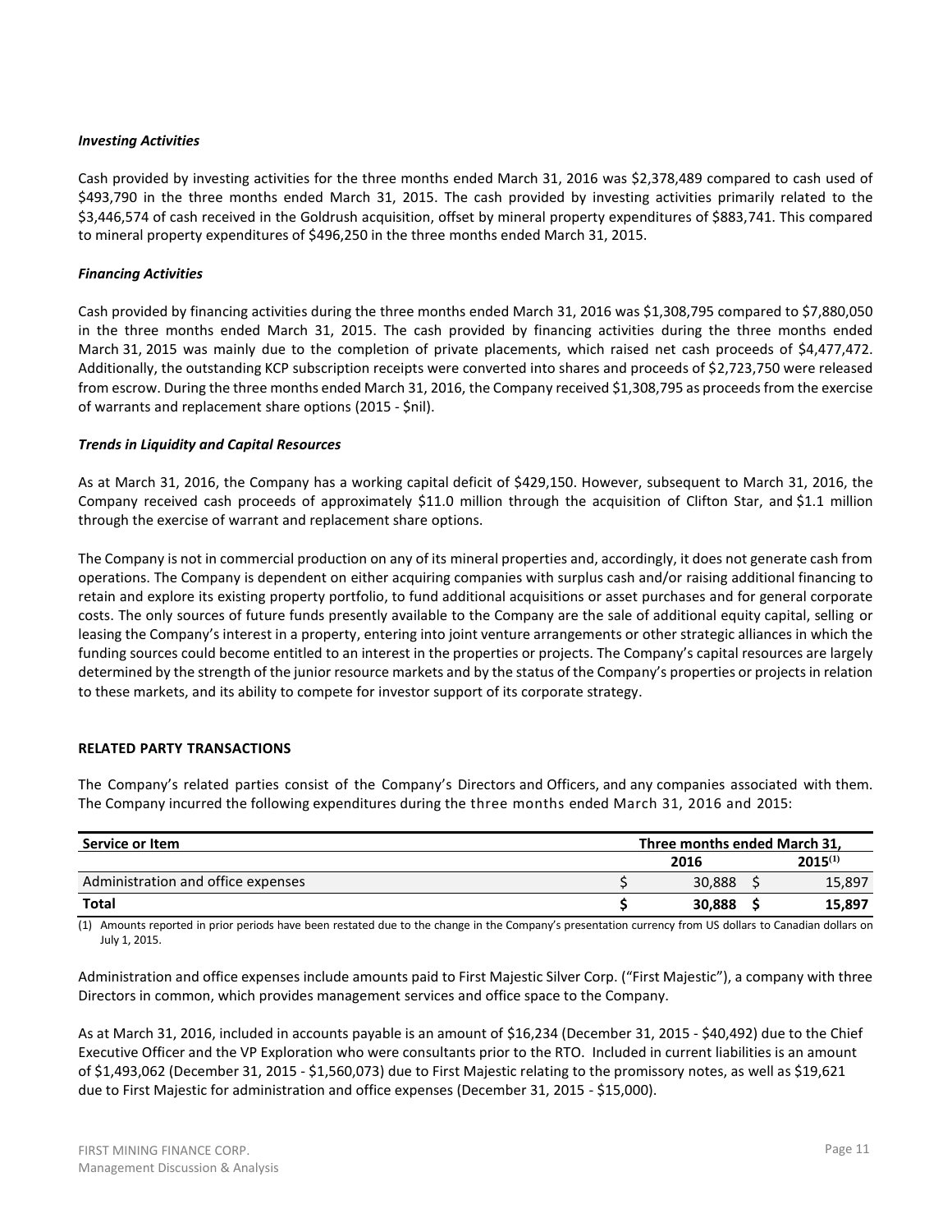***Investing Activities***

Cash provided by investing activities for the three months ended March 31, 2016 was $2,378,489 compared to cash used of $493,790 in the three months ended March 31, 2015. The cash provided by investing activities primarily related to the $3,446,574 of cash received in the Goldrush acquisition, offset by mineral property expenditures of $883,741. This compared to mineral property expenditures of $496,250 in the three months ended March 31, 2015.

***Financing Activities***

Cash provided by financing activities during the three months ended March 31, 2016 was $1,308,795 compared to $7,880,050 in the three months ended March 31, 2015. The cash provided by financing activities during the three months ended March 31, 2015 was mainly due to the completion of private placements, which raised net cash proceeds of $4,477,472. Additionally, the outstanding KCP subscription receipts were converted into shares and proceeds of $2,723,750 were released from escrow. During the three months ended March 31, 2016, the Company received $1,308,795 as proceeds from the exercise of warrants and replacement share options (2015 - $nil).

***Trends in Liquidity and Capital Resources***

As at March 31, 2016, the Company has a working capital deficit of $429,150. However, subsequent to March 31, 2016, the Company received cash proceeds of approximately $11.0 million through the acquisition of Clifton Star, and $1.1 million through the exercise of warrant and replacement share options.

The Company is not in commercial production on any of its mineral properties and, accordingly, it does not generate cash from operations. The Company is dependent on either acquiring companies with surplus cash and/or raising additional financing to retain and explore its existing property portfolio, to fund additional acquisitions or asset purchases and for general corporate costs. The only sources of future funds presently available to the Company are the sale of additional equity capital, selling or leasing the Company's interest in a property, entering into joint venture arrangements or other strategic alliances in which the funding sources could become entitled to an interest in the properties or projects. The Company's capital resources are largely determined by the strength of the junior resource markets and by the status of the Company's properties or projects in relation to these markets, and its ability to compete for investor support of its corporate strategy.

## RELATED PARTY TRANSACTIONS

The Company's related parties consist of the Company's Directors and Officers, and any companies associated with them. The Company incurred the following expenditures during the three months ended March 31, 2016 and 2015:

| Service or Item | Three months ended March 31, | |
|---|---|---|
| | 2016 | 2015[(1)] |
| Administration and office expenses | $ 30,888 | $ 15,897 |
| **Total** | **$ 30,888** | **$ 15,897** |

(1) Amounts reported in prior periods have been restated due to the change in the Company's presentation currency from US dollars to Canadian dollars on July 1, 2015.

Administration and office expenses include amounts paid to First Majestic Silver Corp. ("First Majestic"), a company with three Directors in common, which provides management services and office space to the Company.

As at March 31, 2016, included in accounts payable is an amount of $16,234 (December 31, 2015 - $40,492) due to the Chief Executive Officer and the VP Exploration who were consultants prior to the RTO. Included in current liabilities is an amount of $1,493,062 (December 31, 2015 - $1,560,073) due to First Majestic relating to the promissory notes, as well as $19,621 due to First Majestic for administration and office expenses (December 31, 2015 - $15,000).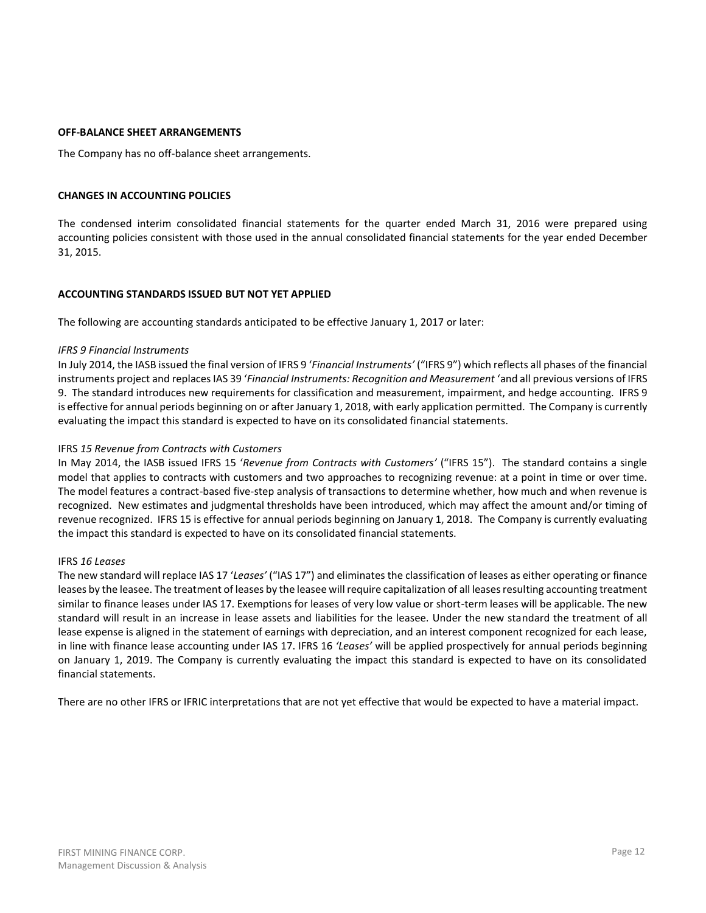## OFF-BALANCE SHEET ARRANGEMENTS

The Company has no off-balance sheet arrangements.

## CHANGES IN ACCOUNTING POLICIES

The condensed interim consolidated financial statements for the quarter ended March 31, 2016 were prepared using accounting policies consistent with those used in the annual consolidated financial statements for the year ended December 31, 2015.

## ACCOUNTING STANDARDS ISSUED BUT NOT YET APPLIED

The following are accounting standards anticipated to be effective January 1, 2017 or later:

*IFRS 9 Financial Instruments*

In July 2014, the IASB issued the final version of IFRS 9 '*Financial Instruments'* ("IFRS 9") which reflects all phases of the financial instruments project and replaces IAS 39 '*Financial Instruments: Recognition and Measurement* 'and all previous versions of IFRS 9. The standard introduces new requirements for classification and measurement, impairment, and hedge accounting. IFRS 9 is effective for annual periods beginning on or after January 1, 2018, with early application permitted. The Company is currently evaluating the impact this standard is expected to have on its consolidated financial statements.

IFRS *15 Revenue from Contracts with Customers*

In May 2014, the IASB issued IFRS 15 '*Revenue from Contracts with Customers'* ("IFRS 15"). The standard contains a single model that applies to contracts with customers and two approaches to recognizing revenue: at a point in time or over time. The model features a contract-based five-step analysis of transactions to determine whether, how much and when revenue is recognized. New estimates and judgmental thresholds have been introduced, which may affect the amount and/or timing of revenue recognized. IFRS 15 is effective for annual periods beginning on January 1, 2018. The Company is currently evaluating the impact this standard is expected to have on its consolidated financial statements.

IFRS *16 Leases*

The new standard will replace IAS 17 '*Leases'* ("IAS 17") and eliminates the classification of leases as either operating or finance leases by the leasee. The treatment of leases by the leasee will require capitalization of all leases resulting accounting treatment similar to finance leases under IAS 17. Exemptions for leases of very low value or short-term leases will be applicable. The new standard will result in an increase in lease assets and liabilities for the leasee. Under the new standard the treatment of all lease expense is aligned in the statement of earnings with depreciation, and an interest component recognized for each lease, in line with finance lease accounting under IAS 17. IFRS 16 *'Leases'* will be applied prospectively for annual periods beginning on January 1, 2019. The Company is currently evaluating the impact this standard is expected to have on its consolidated financial statements.

There are no other IFRS or IFRIC interpretations that are not yet effective that would be expected to have a material impact.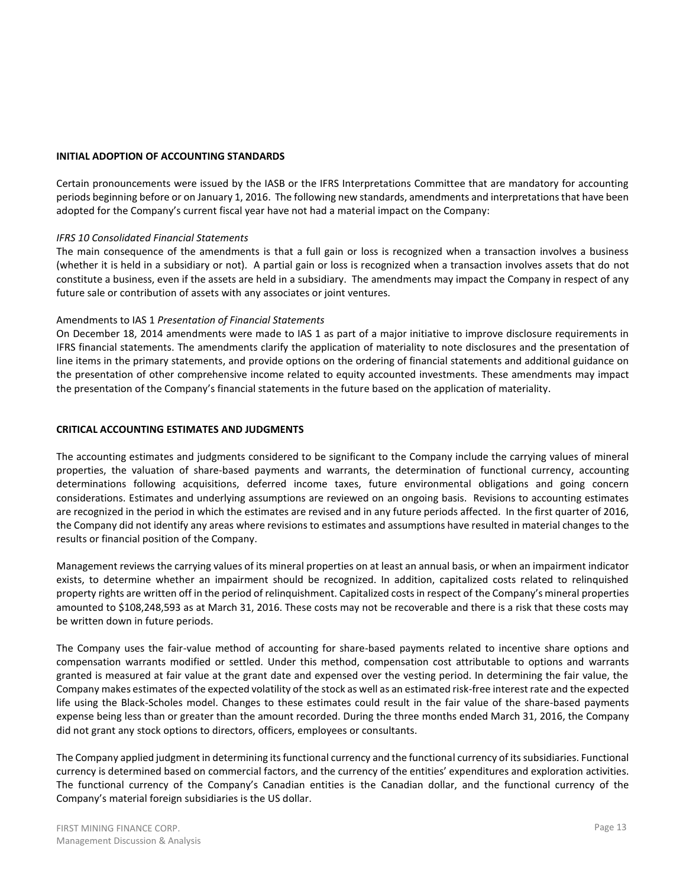## INITIAL ADOPTION OF ACCOUNTING STANDARDS

Certain pronouncements were issued by the IASB or the IFRS Interpretations Committee that are mandatory for accounting periods beginning before or on January 1, 2016. The following new standards, amendments and interpretations that have been adopted for the Company's current fiscal year have not had a material impact on the Company:

*IFRS 10 Consolidated Financial Statements*
The main consequence of the amendments is that a full gain or loss is recognized when a transaction involves a business (whether it is held in a subsidiary or not). A partial gain or loss is recognized when a transaction involves assets that do not constitute a business, even if the assets are held in a subsidiary. The amendments may impact the Company in respect of any future sale or contribution of assets with any associates or joint ventures.

Amendments to IAS 1 *Presentation of Financial Statements*
On December 18, 2014 amendments were made to IAS 1 as part of a major initiative to improve disclosure requirements in IFRS financial statements. The amendments clarify the application of materiality to note disclosures and the presentation of line items in the primary statements, and provide options on the ordering of financial statements and additional guidance on the presentation of other comprehensive income related to equity accounted investments. These amendments may impact the presentation of the Company's financial statements in the future based on the application of materiality.

## CRITICAL ACCOUNTING ESTIMATES AND JUDGMENTS

The accounting estimates and judgments considered to be significant to the Company include the carrying values of mineral properties, the valuation of share-based payments and warrants, the determination of functional currency, accounting determinations following acquisitions, deferred income taxes, future environmental obligations and going concern considerations. Estimates and underlying assumptions are reviewed on an ongoing basis. Revisions to accounting estimates are recognized in the period in which the estimates are revised and in any future periods affected. In the first quarter of 2016, the Company did not identify any areas where revisions to estimates and assumptions have resulted in material changes to the results or financial position of the Company.

Management reviews the carrying values of its mineral properties on at least an annual basis, or when an impairment indicator exists, to determine whether an impairment should be recognized. In addition, capitalized costs related to relinquished property rights are written off in the period of relinquishment. Capitalized costs in respect of the Company's mineral properties amounted to $108,248,593 as at March 31, 2016. These costs may not be recoverable and there is a risk that these costs may be written down in future periods.

The Company uses the fair-value method of accounting for share-based payments related to incentive share options and compensation warrants modified or settled. Under this method, compensation cost attributable to options and warrants granted is measured at fair value at the grant date and expensed over the vesting period. In determining the fair value, the Company makes estimates of the expected volatility of the stock as well as an estimated risk-free interest rate and the expected life using the Black-Scholes model. Changes to these estimates could result in the fair value of the share-based payments expense being less than or greater than the amount recorded. During the three months ended March 31, 2016, the Company did not grant any stock options to directors, officers, employees or consultants.

The Company applied judgment in determining its functional currency and the functional currency of its subsidiaries. Functional currency is determined based on commercial factors, and the currency of the entities' expenditures and exploration activities. The functional currency of the Company's Canadian entities is the Canadian dollar, and the functional currency of the Company's material foreign subsidiaries is the US dollar.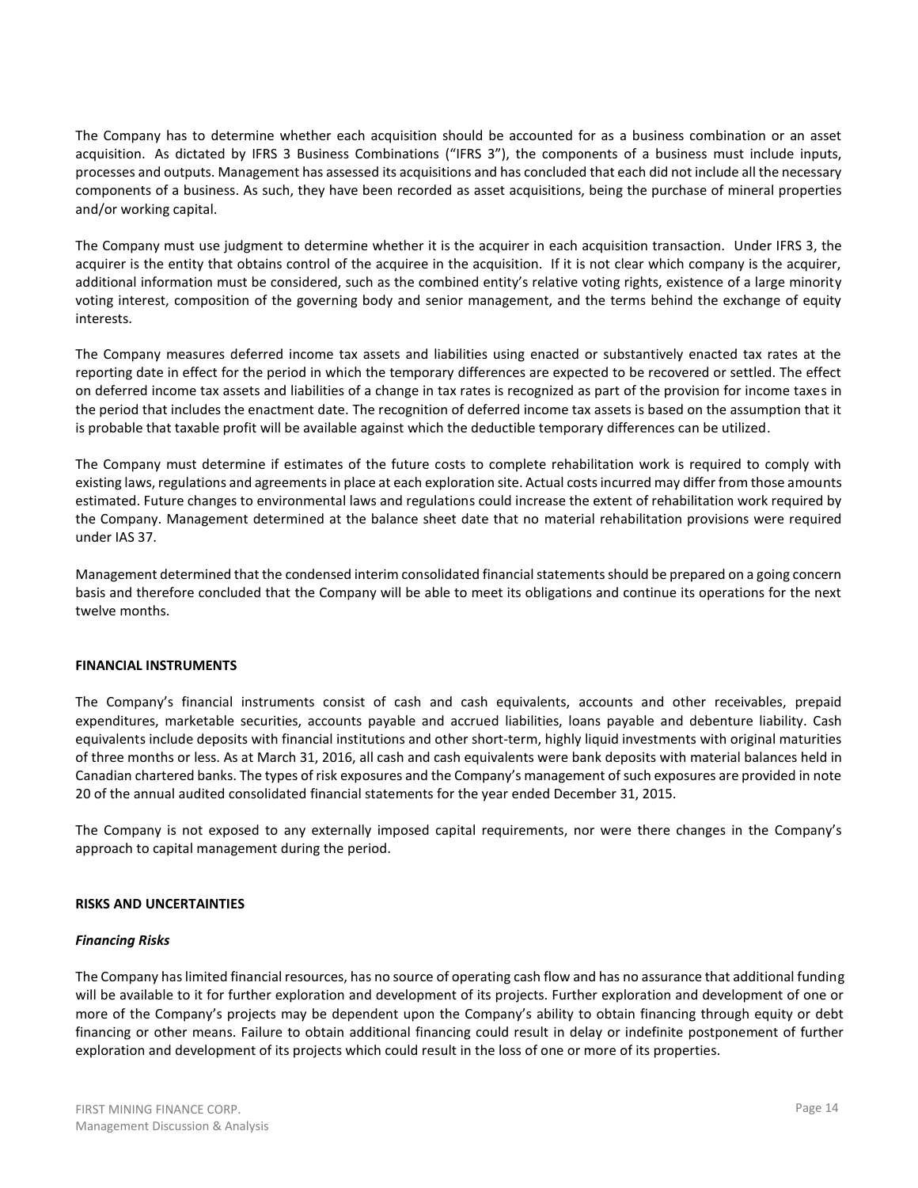The Company has to determine whether each acquisition should be accounted for as a business combination or an asset acquisition. As dictated by IFRS 3 Business Combinations ("IFRS 3"), the components of a business must include inputs, processes and outputs. Management has assessed its acquisitions and has concluded that each did not include all the necessary components of a business. As such, they have been recorded as asset acquisitions, being the purchase of mineral properties and/or working capital.

The Company must use judgment to determine whether it is the acquirer in each acquisition transaction. Under IFRS 3, the acquirer is the entity that obtains control of the acquiree in the acquisition. If it is not clear which company is the acquirer, additional information must be considered, such as the combined entity's relative voting rights, existence of a large minority voting interest, composition of the governing body and senior management, and the terms behind the exchange of equity interests.

The Company measures deferred income tax assets and liabilities using enacted or substantively enacted tax rates at the reporting date in effect for the period in which the temporary differences are expected to be recovered or settled. The effect on deferred income tax assets and liabilities of a change in tax rates is recognized as part of the provision for income taxes in the period that includes the enactment date. The recognition of deferred income tax assets is based on the assumption that it is probable that taxable profit will be available against which the deductible temporary differences can be utilized.

The Company must determine if estimates of the future costs to complete rehabilitation work is required to comply with existing laws, regulations and agreements in place at each exploration site. Actual costs incurred may differ from those amounts estimated. Future changes to environmental laws and regulations could increase the extent of rehabilitation work required by the Company. Management determined at the balance sheet date that no material rehabilitation provisions were required under IAS 37.

Management determined that the condensed interim consolidated financial statements should be prepared on a going concern basis and therefore concluded that the Company will be able to meet its obligations and continue its operations for the next twelve months.

## FINANCIAL INSTRUMENTS

The Company's financial instruments consist of cash and cash equivalents, accounts and other receivables, prepaid expenditures, marketable securities, accounts payable and accrued liabilities, loans payable and debenture liability. Cash equivalents include deposits with financial institutions and other short-term, highly liquid investments with original maturities of three months or less. As at March 31, 2016, all cash and cash equivalents were bank deposits with material balances held in Canadian chartered banks. The types of risk exposures and the Company's management of such exposures are provided in note 20 of the annual audited consolidated financial statements for the year ended December 31, 2015.

The Company is not exposed to any externally imposed capital requirements, nor were there changes in the Company's approach to capital management during the period.

## RISKS AND UNCERTAINTIES

### *Financing Risks*

The Company has limited financial resources, has no source of operating cash flow and has no assurance that additional funding will be available to it for further exploration and development of its projects. Further exploration and development of one or more of the Company's projects may be dependent upon the Company's ability to obtain financing through equity or debt financing or other means. Failure to obtain additional financing could result in delay or indefinite postponement of further exploration and development of its projects which could result in the loss of one or more of its properties.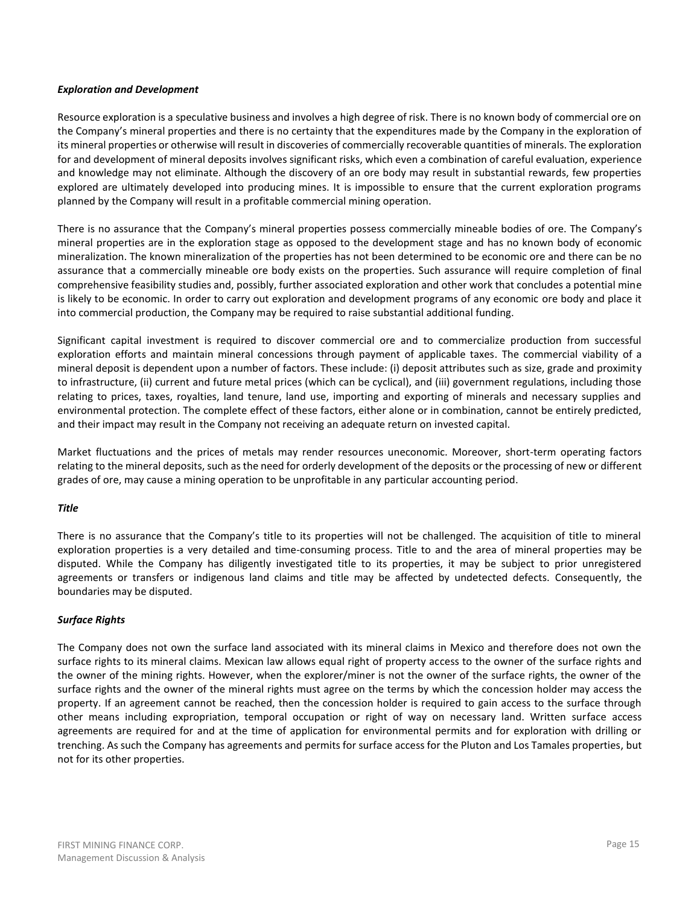***Exploration and Development***

Resource exploration is a speculative business and involves a high degree of risk. There is no known body of commercial ore on the Company's mineral properties and there is no certainty that the expenditures made by the Company in the exploration of its mineral properties or otherwise will result in discoveries of commercially recoverable quantities of minerals. The exploration for and development of mineral deposits involves significant risks, which even a combination of careful evaluation, experience and knowledge may not eliminate. Although the discovery of an ore body may result in substantial rewards, few properties explored are ultimately developed into producing mines. It is impossible to ensure that the current exploration programs planned by the Company will result in a profitable commercial mining operation.

There is no assurance that the Company's mineral properties possess commercially mineable bodies of ore. The Company's mineral properties are in the exploration stage as opposed to the development stage and has no known body of economic mineralization. The known mineralization of the properties has not been determined to be economic ore and there can be no assurance that a commercially mineable ore body exists on the properties. Such assurance will require completion of final comprehensive feasibility studies and, possibly, further associated exploration and other work that concludes a potential mine is likely to be economic. In order to carry out exploration and development programs of any economic ore body and place it into commercial production, the Company may be required to raise substantial additional funding.

Significant capital investment is required to discover commercial ore and to commercialize production from successful exploration efforts and maintain mineral concessions through payment of applicable taxes. The commercial viability of a mineral deposit is dependent upon a number of factors. These include: (i) deposit attributes such as size, grade and proximity to infrastructure, (ii) current and future metal prices (which can be cyclical), and (iii) government regulations, including those relating to prices, taxes, royalties, land tenure, land use, importing and exporting of minerals and necessary supplies and environmental protection. The complete effect of these factors, either alone or in combination, cannot be entirely predicted, and their impact may result in the Company not receiving an adequate return on invested capital.

Market fluctuations and the prices of metals may render resources uneconomic. Moreover, short-term operating factors relating to the mineral deposits, such as the need for orderly development of the deposits or the processing of new or different grades of ore, may cause a mining operation to be unprofitable in any particular accounting period.

***Title***

There is no assurance that the Company's title to its properties will not be challenged. The acquisition of title to mineral exploration properties is a very detailed and time-consuming process. Title to and the area of mineral properties may be disputed. While the Company has diligently investigated title to its properties, it may be subject to prior unregistered agreements or transfers or indigenous land claims and title may be affected by undetected defects. Consequently, the boundaries may be disputed.

***Surface Rights***

The Company does not own the surface land associated with its mineral claims in Mexico and therefore does not own the surface rights to its mineral claims. Mexican law allows equal right of property access to the owner of the surface rights and the owner of the mining rights. However, when the explorer/miner is not the owner of the surface rights, the owner of the surface rights and the owner of the mineral rights must agree on the terms by which the concession holder may access the property. If an agreement cannot be reached, then the concession holder is required to gain access to the surface through other means including expropriation, temporal occupation or right of way on necessary land. Written surface access agreements are required for and at the time of application for environmental permits and for exploration with drilling or trenching. As such the Company has agreements and permits for surface access for the Pluton and Los Tamales properties, but not for its other properties.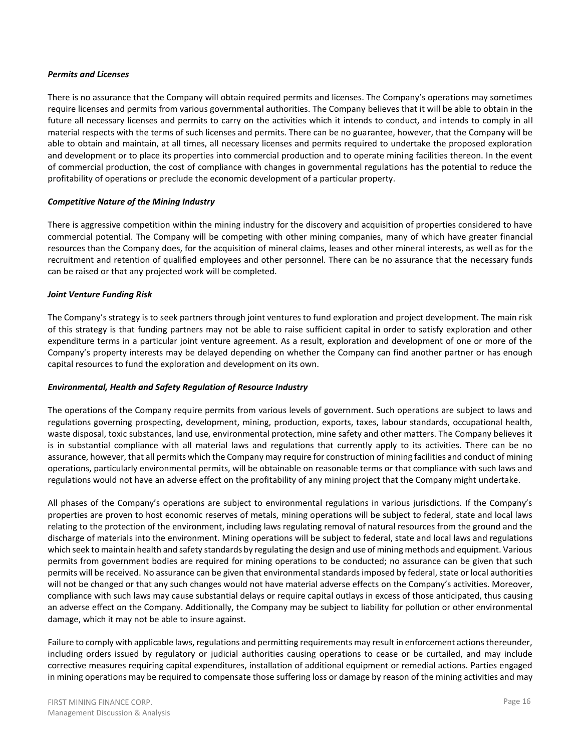***Permits and Licenses***

There is no assurance that the Company will obtain required permits and licenses. The Company's operations may sometimes require licenses and permits from various governmental authorities. The Company believes that it will be able to obtain in the future all necessary licenses and permits to carry on the activities which it intends to conduct, and intends to comply in all material respects with the terms of such licenses and permits. There can be no guarantee, however, that the Company will be able to obtain and maintain, at all times, all necessary licenses and permits required to undertake the proposed exploration and development or to place its properties into commercial production and to operate mining facilities thereon. In the event of commercial production, the cost of compliance with changes in governmental regulations has the potential to reduce the profitability of operations or preclude the economic development of a particular property.

***Competitive Nature of the Mining Industry***

There is aggressive competition within the mining industry for the discovery and acquisition of properties considered to have commercial potential. The Company will be competing with other mining companies, many of which have greater financial resources than the Company does, for the acquisition of mineral claims, leases and other mineral interests, as well as for the recruitment and retention of qualified employees and other personnel. There can be no assurance that the necessary funds can be raised or that any projected work will be completed.

***Joint Venture Funding Risk***

The Company's strategy is to seek partners through joint ventures to fund exploration and project development. The main risk of this strategy is that funding partners may not be able to raise sufficient capital in order to satisfy exploration and other expenditure terms in a particular joint venture agreement. As a result, exploration and development of one or more of the Company's property interests may be delayed depending on whether the Company can find another partner or has enough capital resources to fund the exploration and development on its own.

***Environmental, Health and Safety Regulation of Resource Industry***

The operations of the Company require permits from various levels of government. Such operations are subject to laws and regulations governing prospecting, development, mining, production, exports, taxes, labour standards, occupational health, waste disposal, toxic substances, land use, environmental protection, mine safety and other matters. The Company believes it is in substantial compliance with all material laws and regulations that currently apply to its activities. There can be no assurance, however, that all permits which the Company may require for construction of mining facilities and conduct of mining operations, particularly environmental permits, will be obtainable on reasonable terms or that compliance with such laws and regulations would not have an adverse effect on the profitability of any mining project that the Company might undertake.

All phases of the Company's operations are subject to environmental regulations in various jurisdictions. If the Company's properties are proven to host economic reserves of metals, mining operations will be subject to federal, state and local laws relating to the protection of the environment, including laws regulating removal of natural resources from the ground and the discharge of materials into the environment. Mining operations will be subject to federal, state and local laws and regulations which seek to maintain health and safety standards by regulating the design and use of mining methods and equipment. Various permits from government bodies are required for mining operations to be conducted; no assurance can be given that such permits will be received. No assurance can be given that environmental standards imposed by federal, state or local authorities will not be changed or that any such changes would not have material adverse effects on the Company's activities. Moreover, compliance with such laws may cause substantial delays or require capital outlays in excess of those anticipated, thus causing an adverse effect on the Company. Additionally, the Company may be subject to liability for pollution or other environmental damage, which it may not be able to insure against.

Failure to comply with applicable laws, regulations and permitting requirements may result in enforcement actions thereunder, including orders issued by regulatory or judicial authorities causing operations to cease or be curtailed, and may include corrective measures requiring capital expenditures, installation of additional equipment or remedial actions. Parties engaged in mining operations may be required to compensate those suffering loss or damage by reason of the mining activities and may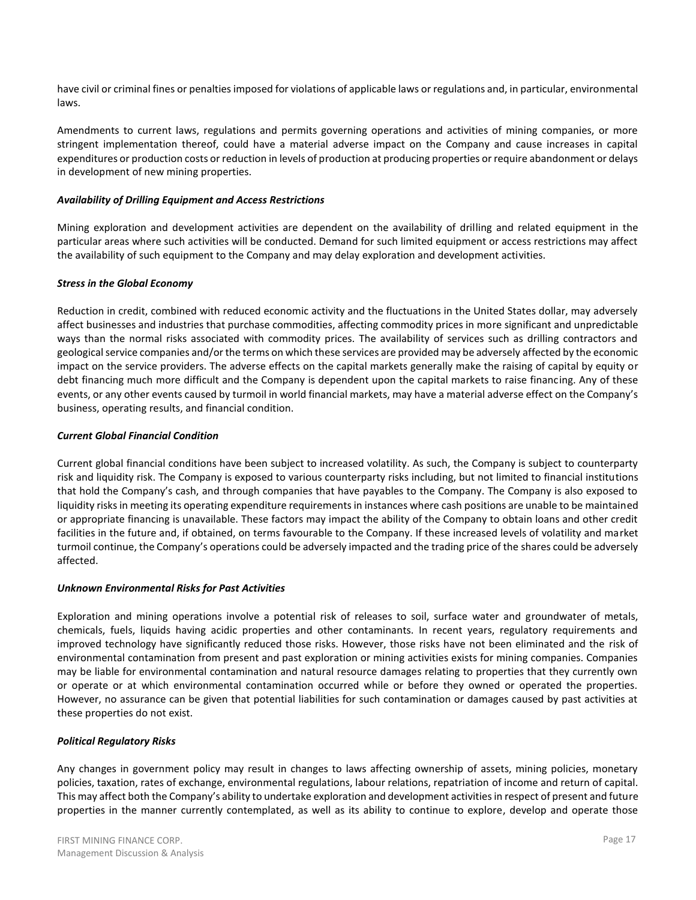have civil or criminal fines or penalties imposed for violations of applicable laws or regulations and, in particular, environmental laws.

Amendments to current laws, regulations and permits governing operations and activities of mining companies, or more stringent implementation thereof, could have a material adverse impact on the Company and cause increases in capital expenditures or production costs or reduction in levels of production at producing properties or require abandonment or delays in development of new mining properties.

***Availability of Drilling Equipment and Access Restrictions***

Mining exploration and development activities are dependent on the availability of drilling and related equipment in the particular areas where such activities will be conducted. Demand for such limited equipment or access restrictions may affect the availability of such equipment to the Company and may delay exploration and development activities.

***Stress in the Global Economy***

Reduction in credit, combined with reduced economic activity and the fluctuations in the United States dollar, may adversely affect businesses and industries that purchase commodities, affecting commodity prices in more significant and unpredictable ways than the normal risks associated with commodity prices. The availability of services such as drilling contractors and geological service companies and/or the terms on which these services are provided may be adversely affected by the economic impact on the service providers. The adverse effects on the capital markets generally make the raising of capital by equity or debt financing much more difficult and the Company is dependent upon the capital markets to raise financing. Any of these events, or any other events caused by turmoil in world financial markets, may have a material adverse effect on the Company's business, operating results, and financial condition.

***Current Global Financial Condition***

Current global financial conditions have been subject to increased volatility. As such, the Company is subject to counterparty risk and liquidity risk. The Company is exposed to various counterparty risks including, but not limited to financial institutions that hold the Company's cash, and through companies that have payables to the Company. The Company is also exposed to liquidity risks in meeting its operating expenditure requirements in instances where cash positions are unable to be maintained or appropriate financing is unavailable. These factors may impact the ability of the Company to obtain loans and other credit facilities in the future and, if obtained, on terms favourable to the Company. If these increased levels of volatility and market turmoil continue, the Company's operations could be adversely impacted and the trading price of the shares could be adversely affected.

***Unknown Environmental Risks for Past Activities***

Exploration and mining operations involve a potential risk of releases to soil, surface water and groundwater of metals, chemicals, fuels, liquids having acidic properties and other contaminants. In recent years, regulatory requirements and improved technology have significantly reduced those risks. However, those risks have not been eliminated and the risk of environmental contamination from present and past exploration or mining activities exists for mining companies. Companies may be liable for environmental contamination and natural resource damages relating to properties that they currently own or operate or at which environmental contamination occurred while or before they owned or operated the properties. However, no assurance can be given that potential liabilities for such contamination or damages caused by past activities at these properties do not exist.

***Political Regulatory Risks***

Any changes in government policy may result in changes to laws affecting ownership of assets, mining policies, monetary policies, taxation, rates of exchange, environmental regulations, labour relations, repatriation of income and return of capital. This may affect both the Company's ability to undertake exploration and development activities in respect of present and future properties in the manner currently contemplated, as well as its ability to continue to explore, develop and operate those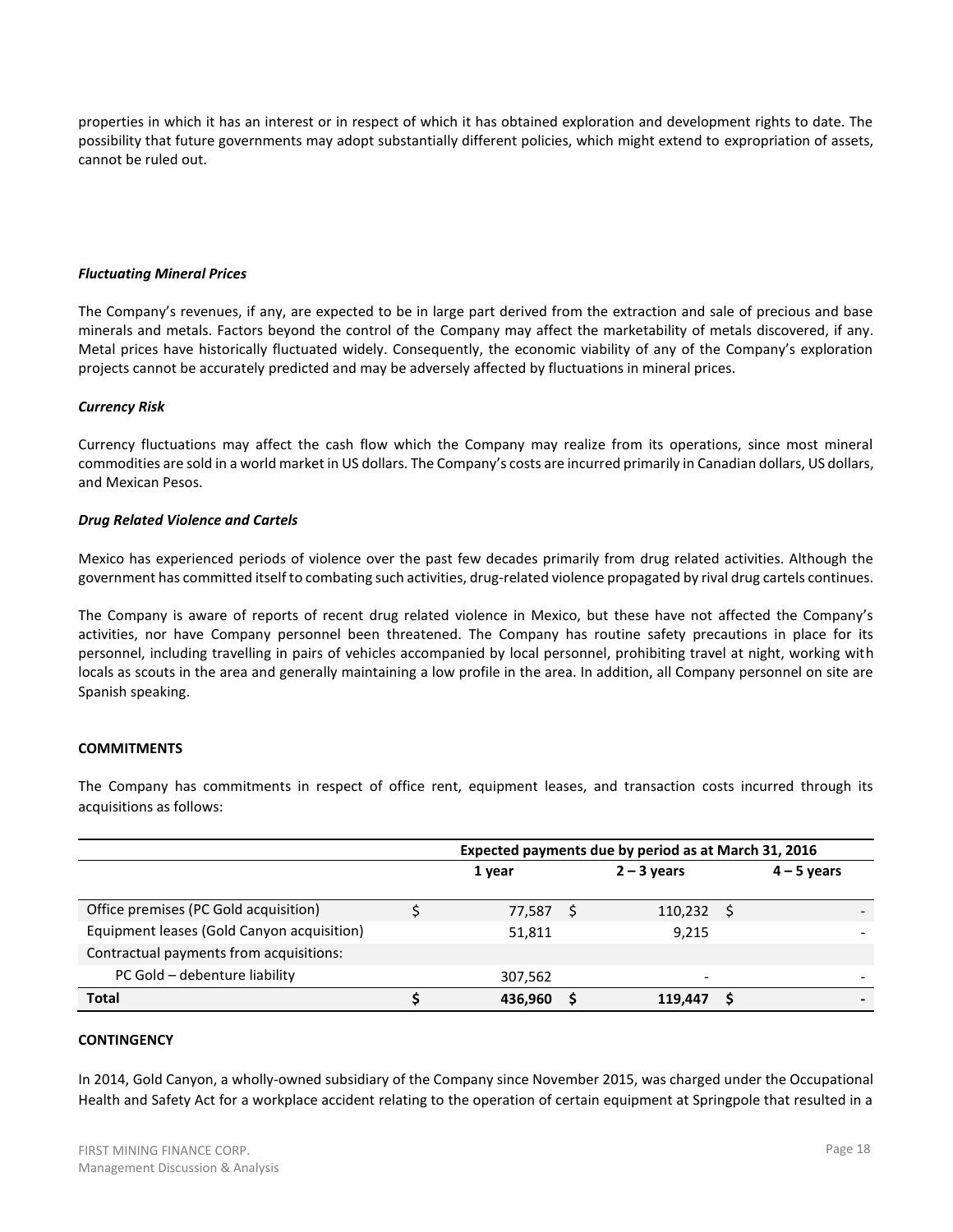properties in which it has an interest or in respect of which it has obtained exploration and development rights to date. The possibility that future governments may adopt substantially different policies, which might extend to expropriation of assets, cannot be ruled out.

***Fluctuating Mineral Prices***

The Company's revenues, if any, are expected to be in large part derived from the extraction and sale of precious and base minerals and metals. Factors beyond the control of the Company may affect the marketability of metals discovered, if any. Metal prices have historically fluctuated widely. Consequently, the economic viability of any of the Company's exploration projects cannot be accurately predicted and may be adversely affected by fluctuations in mineral prices.

***Currency Risk***

Currency fluctuations may affect the cash flow which the Company may realize from its operations, since most mineral commodities are sold in a world market in US dollars. The Company's costs are incurred primarily in Canadian dollars, US dollars, and Mexican Pesos.

***Drug Related Violence and Cartels***

Mexico has experienced periods of violence over the past few decades primarily from drug related activities. Although the government has committed itself to combating such activities, drug-related violence propagated by rival drug cartels continues.

The Company is aware of reports of recent drug related violence in Mexico, but these have not affected the Company's activities, nor have Company personnel been threatened. The Company has routine safety precautions in place for its personnel, including travelling in pairs of vehicles accompanied by local personnel, prohibiting travel at night, working with locals as scouts in the area and generally maintaining a low profile in the area. In addition, all Company personnel on site are Spanish speaking.

**COMMITMENTS**

The Company has commitments in respect of office rent, equipment leases, and transaction costs incurred through its acquisitions as follows:

| | Expected payments due by period as at March 31, 2016 | | |
|---|---|---|---|
| | **1 year** | **2 – 3 years** | **4 – 5 years** |
| Office premises (PC Gold acquisition) | $ 77,587 | $ 110,232 | $ - |
| Equipment leases (Gold Canyon acquisition) | 51,811 | 9,215 | - |
| Contractual payments from acquisitions: | | | |
| PC Gold – debenture liability | 307,562 | - | - |
| **Total** | **$ 436,960** | **$ 119,447** | **$ -** |

**CONTINGENCY**

In 2014, Gold Canyon, a wholly-owned subsidiary of the Company since November 2015, was charged under the Occupational Health and Safety Act for a workplace accident relating to the operation of certain equipment at Springpole that resulted in a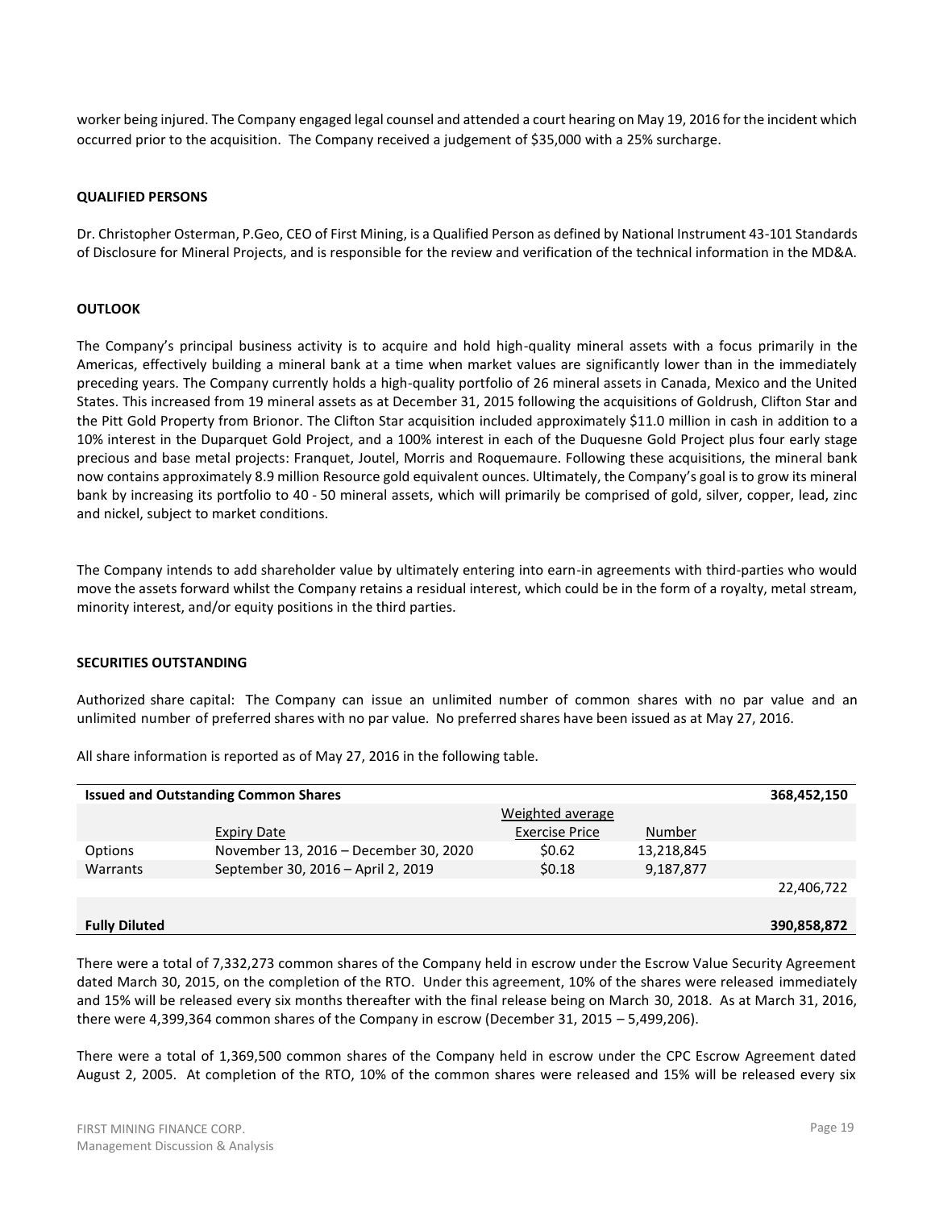worker being injured. The Company engaged legal counsel and attended a court hearing on May 19, 2016 for the incident which occurred prior to the acquisition. The Company received a judgement of $35,000 with a 25% surcharge.

## QUALIFIED PERSONS

Dr. Christopher Osterman, P.Geo, CEO of First Mining, is a Qualified Person as defined by National Instrument 43-101 Standards of Disclosure for Mineral Projects, and is responsible for the review and verification of the technical information in the MD&A.

## OUTLOOK

The Company's principal business activity is to acquire and hold high-quality mineral assets with a focus primarily in the Americas, effectively building a mineral bank at a time when market values are significantly lower than in the immediately preceding years. The Company currently holds a high-quality portfolio of 26 mineral assets in Canada, Mexico and the United States. This increased from 19 mineral assets as at December 31, 2015 following the acquisitions of Goldrush, Clifton Star and the Pitt Gold Property from Brionor. The Clifton Star acquisition included approximately $11.0 million in cash in addition to a 10% interest in the Duparquet Gold Project, and a 100% interest in each of the Duquesne Gold Project plus four early stage precious and base metal projects: Franquet, Joutel, Morris and Roquemaure. Following these acquisitions, the mineral bank now contains approximately 8.9 million Resource gold equivalent ounces. Ultimately, the Company's goal is to grow its mineral bank by increasing its portfolio to 40 - 50 mineral assets, which will primarily be comprised of gold, silver, copper, lead, zinc and nickel, subject to market conditions.

The Company intends to add shareholder value by ultimately entering into earn-in agreements with third-parties who would move the assets forward whilst the Company retains a residual interest, which could be in the form of a royalty, metal stream, minority interest, and/or equity positions in the third parties.

## SECURITIES OUTSTANDING

Authorized share capital: The Company can issue an unlimited number of common shares with no par value and an unlimited number of preferred shares with no par value. No preferred shares have been issued as at May 27, 2016.

All share information is reported as of May 27, 2016 in the following table.

| **Issued and Outstanding Common Shares** | | | | **368,452,150** |
|---|---|---|---|---|
| | Expiry Date | Weighted average Exercise Price | Number | |
| Options | November 13, 2016 – December 30, 2020 | $0.62 | 13,218,845 | |
| Warrants | September 30, 2016 – April 2, 2019 | $0.18 | 9,187,877 | |
| | | | | 22,406,722 |
| **Fully Diluted** | | | | **390,858,872** |

There were a total of 7,332,273 common shares of the Company held in escrow under the Escrow Value Security Agreement dated March 30, 2015, on the completion of the RTO. Under this agreement, 10% of the shares were released immediately and 15% will be released every six months thereafter with the final release being on March 30, 2018. As at March 31, 2016, there were 4,399,364 common shares of the Company in escrow (December 31, 2015 – 5,499,206).

There were a total of 1,369,500 common shares of the Company held in escrow under the CPC Escrow Agreement dated August 2, 2005. At completion of the RTO, 10% of the common shares were released and 15% will be released every six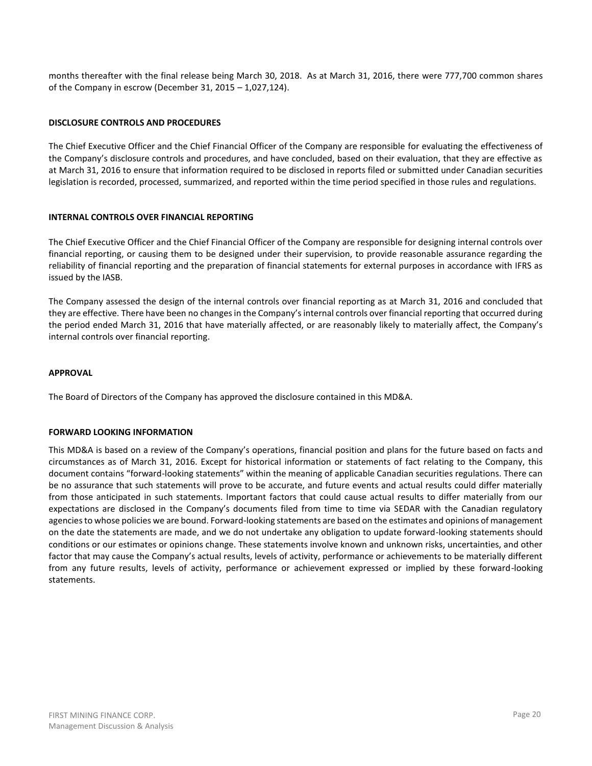months thereafter with the final release being March 30, 2018. As at March 31, 2016, there were 777,700 common shares of the Company in escrow (December 31, 2015 – 1,027,124).

## DISCLOSURE CONTROLS AND PROCEDURES

The Chief Executive Officer and the Chief Financial Officer of the Company are responsible for evaluating the effectiveness of the Company's disclosure controls and procedures, and have concluded, based on their evaluation, that they are effective as at March 31, 2016 to ensure that information required to be disclosed in reports filed or submitted under Canadian securities legislation is recorded, processed, summarized, and reported within the time period specified in those rules and regulations.

## INTERNAL CONTROLS OVER FINANCIAL REPORTING

The Chief Executive Officer and the Chief Financial Officer of the Company are responsible for designing internal controls over financial reporting, or causing them to be designed under their supervision, to provide reasonable assurance regarding the reliability of financial reporting and the preparation of financial statements for external purposes in accordance with IFRS as issued by the IASB.

The Company assessed the design of the internal controls over financial reporting as at March 31, 2016 and concluded that they are effective. There have been no changes in the Company's internal controls over financial reporting that occurred during the period ended March 31, 2016 that have materially affected, or are reasonably likely to materially affect, the Company's internal controls over financial reporting.

## APPROVAL

The Board of Directors of the Company has approved the disclosure contained in this MD&A.

## FORWARD LOOKING INFORMATION

This MD&A is based on a review of the Company's operations, financial position and plans for the future based on facts and circumstances as of March 31, 2016. Except for historical information or statements of fact relating to the Company, this document contains "forward-looking statements" within the meaning of applicable Canadian securities regulations. There can be no assurance that such statements will prove to be accurate, and future events and actual results could differ materially from those anticipated in such statements. Important factors that could cause actual results to differ materially from our expectations are disclosed in the Company's documents filed from time to time via SEDAR with the Canadian regulatory agencies to whose policies we are bound. Forward-looking statements are based on the estimates and opinions of management on the date the statements are made, and we do not undertake any obligation to update forward-looking statements should conditions or our estimates or opinions change. These statements involve known and unknown risks, uncertainties, and other factor that may cause the Company's actual results, levels of activity, performance or achievements to be materially different from any future results, levels of activity, performance or achievement expressed or implied by these forward-looking statements.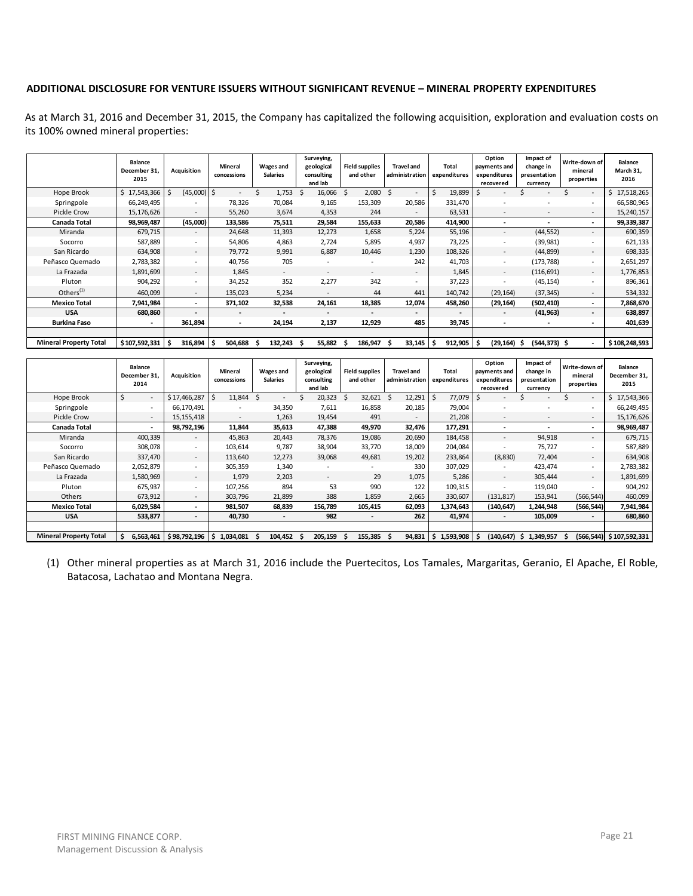**ADDITIONAL DISCLOSURE FOR VENTURE ISSUERS WITHOUT SIGNIFICANT REVENUE – MINERAL PROPERTY EXPENDITURES**

As at March 31, 2016 and December 31, 2015, the Company has capitalized the following acquisition, exploration and evaluation costs on its 100% owned mineral properties:

| | Balance December 31, 2015 | Acquisition | Mineral concessions | Wages and Salaries | Surveying, geological consulting and lab | Field supplies and other | Travel and administration | Total expenditures | Option payments and expenditures recovered | Impact of change in presentation currency | Write-down of mineral properties | Balance March 31, 2016 |
|---|---|---|---|---|---|---|---|---|---|---|---|---|
| Hope Brook | $ 17,543,366 | $ (45,000) | $ - | $ 1,753 | $ 16,066 | $ 2,080 | $ - | $ 19,899 | $ - | $ - | $ - | $ 17,518,265 |
| Springpole | 66,249,495 | - | 78,326 | 70,084 | 9,165 | 153,309 | 20,586 | 331,470 | - | - | - | 66,580,965 |
| Pickle Crow | 15,176,626 | - | 55,260 | 3,674 | 4,353 | 244 | - | 63,531 | - | - | - | 15,240,157 |
| **Canada Total** | **98,969,487** | **(45,000)** | **133,586** | **75,511** | **29,584** | **155,633** | **20,586** | **414,900** | **-** | **-** | **-** | **99,339,387** |
| Miranda | 679,715 | - | 24,648 | 11,393 | 12,273 | 1,658 | 5,224 | 55,196 | - | (44,552) | - | 690,359 |
| Socorro | 587,889 | - | 54,806 | 4,863 | 2,724 | 5,895 | 4,937 | 73,225 | - | (39,981) | - | 621,133 |
| San Ricardo | 634,908 | - | 79,772 | 9,991 | 6,887 | 10,446 | 1,230 | 108,326 | - | (44,899) | - | 698,335 |
| Peñasco Quemado | 2,783,382 | - | 40,756 | 705 | - | - | 242 | 41,703 | - | (173,788) | - | 2,651,297 |
| La Frazada | 1,891,699 | - | 1,845 | - | - | - | - | 1,845 | - | (116,691) | - | 1,776,853 |
| Pluton | 904,292 | - | 34,252 | 352 | 2,277 | 342 | - | 37,223 | - | (45,154) | - | 896,361 |
| Others[(1)] | 460,099 | - | 135,023 | 5,234 | - | 44 | 441 | 140,742 | (29,164) | (37,345) | - | 534,332 |
| **Mexico Total** | **7,941,984** | **-** | **371,102** | **32,538** | **24,161** | **18,385** | **12,074** | **458,260** | **(29,164)** | **(502,410)** | **-** | **7,868,670** |
| **USA** | **680,860** | **-** | **-** | **-** | **-** | **-** | **-** | **-** | **-** | **(41,963)** | **-** | **638,897** |
| **Burkina Faso** | **-** | **361,894** | **-** | **24,194** | **2,137** | **12,929** | **485** | **39,745** | **-** | **-** | **-** | **401,639** |
| | | | | | | | | | | | | |
| **Mineral Property Total** | **$107,592,331** | **$ 316,894** | **$ 504,688** | **$ 132,243** | **$ 55,882** | **$ 186,947** | **$ 33,145** | **$ 912,905** | **$ (29,164)** | **$ (544,373)** | **$ -** | **$108,248,593** |

| | Balance December 31, 2014 | Acquisition | Mineral concessions | Wages and Salaries | Surveying, geological consulting and lab | Field supplies and other | Travel and administration | Total expenditures | Option payments and expenditures recovered | Impact of change in presentation currency | Write-down of mineral properties | Balance December 31, 2015 |
|---|---|---|---|---|---|---|---|---|---|---|---|---|
| Hope Brook | $ - | $ 17,466,287 | $ 11,844 | $ - | $ 20,323 | $ 32,621 | $ 12,291 | $ 77,079 | $ - | $ - | $ - | $ 17,543,366 |
| Springpole | - | 66,170,491 | - | 34,350 | 7,611 | 16,858 | 20,185 | 79,004 | - | - | - | 66,249,495 |
| Pickle Crow | - | 15,155,418 | - | 1,263 | 19,454 | 491 | - | 21,208 | - | - | - | 15,176,626 |
| **Canada Total** | **-** | **98,792,196** | **11,844** | **35,613** | **47,388** | **49,970** | **32,476** | **177,291** | **-** | **-** | **-** | **98,969,487** |
| Miranda | 400,339 | - | 45,863 | 20,443 | 78,376 | 19,086 | 20,690 | 184,458 | - | 94,918 | - | 679,715 |
| Socorro | 308,078 | - | 103,614 | 9,787 | 38,904 | 33,770 | 18,009 | 204,084 | - | 75,727 | - | 587,889 |
| San Ricardo | 337,470 | - | 113,640 | 12,273 | 39,068 | 49,681 | 19,202 | 233,864 | (8,830) | 72,404 | - | 634,908 |
| Peñasco Quemado | 2,052,879 | - | 305,359 | 1,340 | - | - | 330 | 307,029 | - | 423,474 | - | 2,783,382 |
| La Frazada | 1,580,969 | - | 1,979 | 2,203 | - | 29 | 1,075 | 5,286 | - | 305,444 | - | 1,891,699 |
| Pluton | 675,937 | - | 107,256 | 894 | 53 | 990 | 122 | 109,315 | - | 119,040 | - | 904,292 |
| Others | 673,912 | - | 303,796 | 21,899 | 388 | 1,859 | 2,665 | 330,607 | (131,817) | 153,941 | (566,544) | 460,099 |
| **Mexico Total** | **6,029,584** | **-** | **981,507** | **68,839** | **156,789** | **105,415** | **62,093** | **1,374,643** | **(140,647)** | **1,244,948** | **(566,544)** | **7,941,984** |
| **USA** | **533,877** | **-** | **40,730** | **-** | **982** | **-** | **262** | **41,974** | **-** | **105,009** | **-** | **680,860** |
| | | | | | | | | | | | | |
| **Mineral Property Total** | **$ 6,563,461** | **$ 98,792,196** | **$ 1,034,081** | **$ 104,452** | **$ 205,159** | **$ 155,385** | **$ 94,831** | **$ 1,593,908** | **$ (140,647)** | **$ 1,349,957** | **$ (566,544)** | **$ 107,592,331** |

(1) Other mineral properties as at March 31, 2016 include the Puertecitos, Los Tamales, Margaritas, Geranio, El Apache, El Roble, Batacosa, Lachatao and Montana Negra.